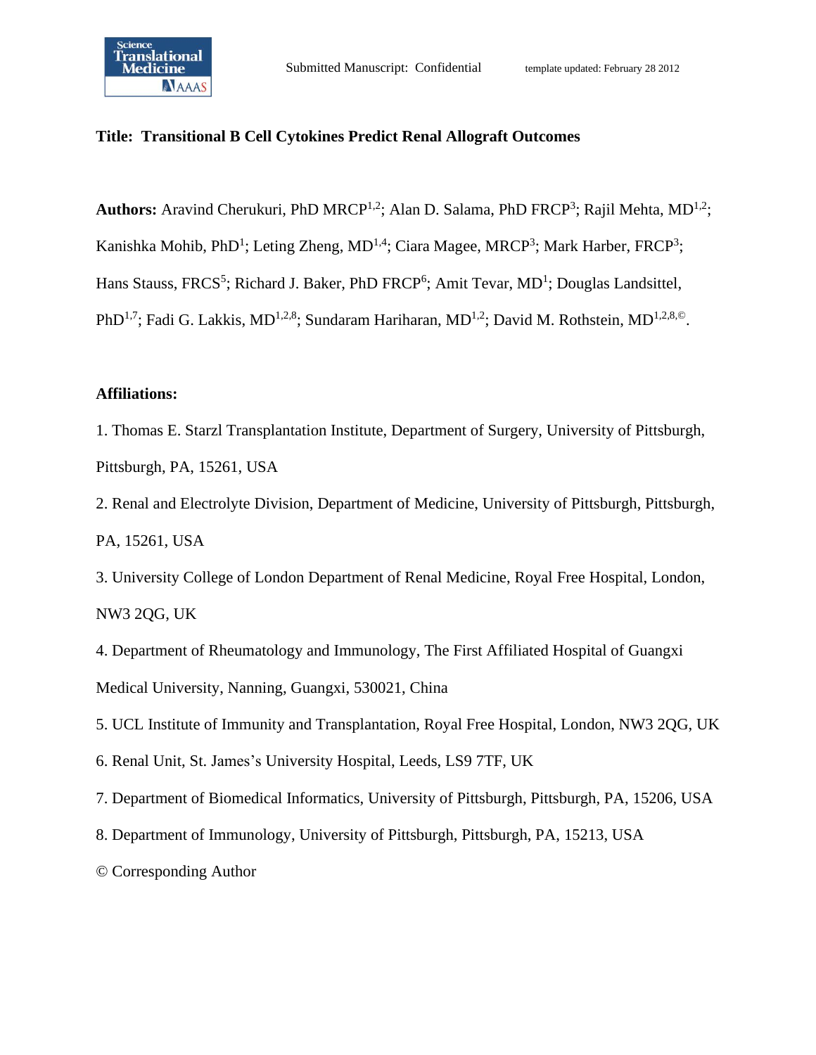**Title: Transitional B Cell Cytokines Predict Renal Allograft Outcomes**

**Authors:** Aravind Cherukuri, PhD MRCP[1,2]; Alan D. Salama, PhD FRCP[3]; Rajil Mehta, MD[1,2]; Kanishka Mohib, PhD[1]; Leting Zheng, MD[1,4]; Ciara Magee, MRCP[3]; Mark Harber, FRCP[3]; Hans Stauss, FRCS[5]; Richard J. Baker, PhD FRCP[6]; Amit Tevar, MD[1]; Douglas Landsittel, PhD[1,7]; Fadi G. Lakkis, MD[1,2,8]; Sundaram Hariharan, MD[1,2]; David M. Rothstein, MD[1,2,8,©].

**Affiliations:**

1. Thomas E. Starzl Transplantation Institute, Department of Surgery, University of Pittsburgh, Pittsburgh, PA, 15261, USA
2. Renal and Electrolyte Division, Department of Medicine, University of Pittsburgh, Pittsburgh, PA, 15261, USA
3. University College of London Department of Renal Medicine, Royal Free Hospital, London, NW3 2QG, UK
4. Department of Rheumatology and Immunology, The First Affiliated Hospital of Guangxi Medical University, Nanning, Guangxi, 530021, China
5. UCL Institute of Immunity and Transplantation, Royal Free Hospital, London, NW3 2QG, UK
6. Renal Unit, St. James's University Hospital, Leeds, LS9 7TF, UK
7. Department of Biomedical Informatics, University of Pittsburgh, Pittsburgh, PA, 15206, USA
8. Department of Immunology, University of Pittsburgh, Pittsburgh, PA, 15213, USA

© Corresponding Author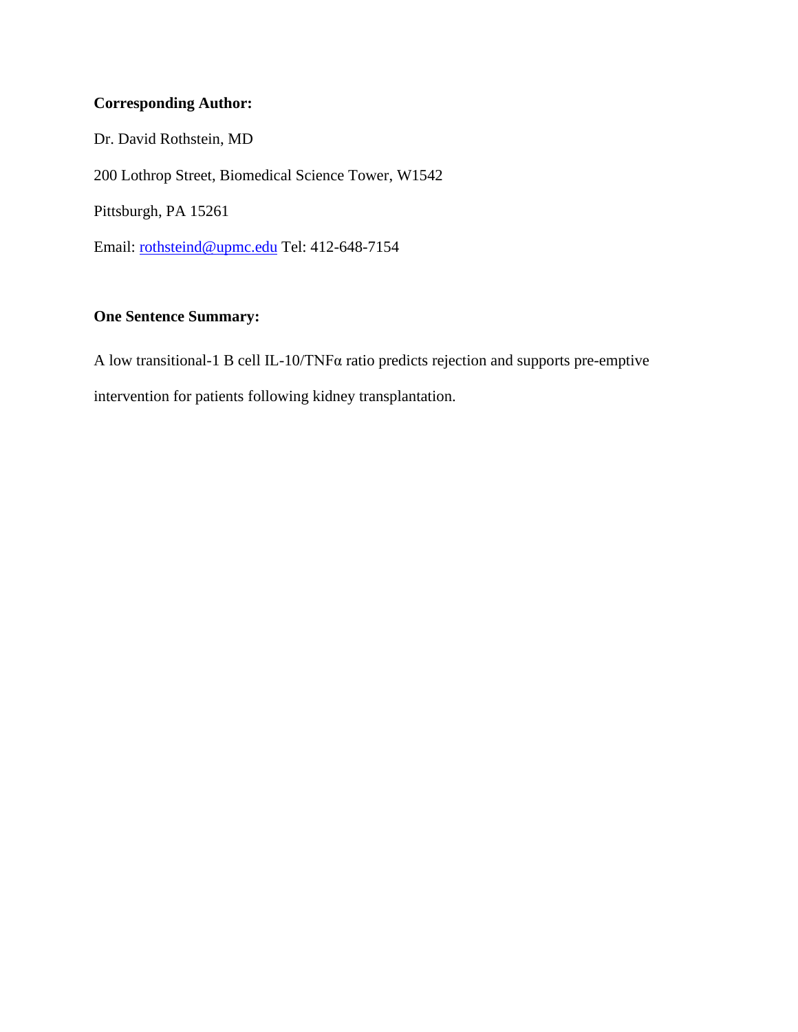**Corresponding Author:**

Dr. David Rothstein, MD

200 Lothrop Street, Biomedical Science Tower, W1542

Pittsburgh, PA 15261

Email: rothsteind@upmc.edu Tel: 412-648-7154

**One Sentence Summary:**

A low transitional-1 B cell IL-10/TNFα ratio predicts rejection and supports pre-emptive intervention for patients following kidney transplantation.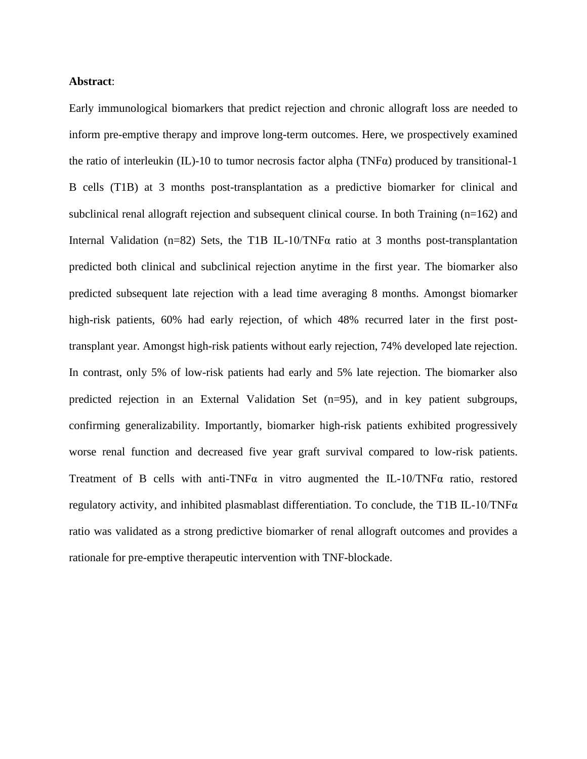**Abstract**:

Early immunological biomarkers that predict rejection and chronic allograft loss are needed to inform pre-emptive therapy and improve long-term outcomes. Here, we prospectively examined the ratio of interleukin (IL)-10 to tumor necrosis factor alpha (TNFα) produced by transitional-1 B cells (T1B) at 3 months post-transplantation as a predictive biomarker for clinical and subclinical renal allograft rejection and subsequent clinical course. In both Training (n=162) and Internal Validation (n=82) Sets, the T1B IL-10/TNFα ratio at 3 months post-transplantation predicted both clinical and subclinical rejection anytime in the first year. The biomarker also predicted subsequent late rejection with a lead time averaging 8 months. Amongst biomarker high-risk patients, 60% had early rejection, of which 48% recurred later in the first post-transplant year. Amongst high-risk patients without early rejection, 74% developed late rejection. In contrast, only 5% of low-risk patients had early and 5% late rejection. The biomarker also predicted rejection in an External Validation Set (n=95), and in key patient subgroups, confirming generalizability. Importantly, biomarker high-risk patients exhibited progressively worse renal function and decreased five year graft survival compared to low-risk patients. Treatment of B cells with anti-TNFα in vitro augmented the IL-10/TNFα ratio, restored regulatory activity, and inhibited plasmablast differentiation. To conclude, the T1B IL-10/TNFα ratio was validated as a strong predictive biomarker of renal allograft outcomes and provides a rationale for pre-emptive therapeutic intervention with TNF-blockade.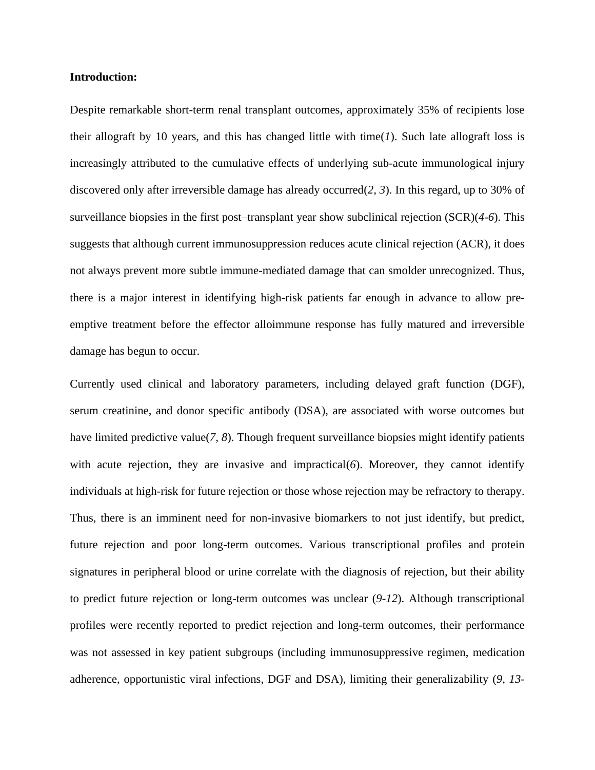**Introduction:**

Despite remarkable short-term renal transplant outcomes, approximately 35% of recipients lose their allograft by 10 years, and this has changed little with time(*1*). Such late allograft loss is increasingly attributed to the cumulative effects of underlying sub-acute immunological injury discovered only after irreversible damage has already occurred(*2, 3*). In this regard, up to 30% of surveillance biopsies in the first post–transplant year show subclinical rejection (SCR)(*4-6*). This suggests that although current immunosuppression reduces acute clinical rejection (ACR), it does not always prevent more subtle immune-mediated damage that can smolder unrecognized. Thus, there is a major interest in identifying high-risk patients far enough in advance to allow pre-emptive treatment before the effector alloimmune response has fully matured and irreversible damage has begun to occur.

Currently used clinical and laboratory parameters, including delayed graft function (DGF), serum creatinine, and donor specific antibody (DSA), are associated with worse outcomes but have limited predictive value(*7, 8*). Though frequent surveillance biopsies might identify patients with acute rejection, they are invasive and impractical(*6*). Moreover, they cannot identify individuals at high-risk for future rejection or those whose rejection may be refractory to therapy. Thus, there is an imminent need for non-invasive biomarkers to not just identify, but predict, future rejection and poor long-term outcomes. Various transcriptional profiles and protein signatures in peripheral blood or urine correlate with the diagnosis of rejection, but their ability to predict future rejection or long-term outcomes was unclear (*9-12*). Although transcriptional profiles were recently reported to predict rejection and long-term outcomes, their performance was not assessed in key patient subgroups (including immunosuppressive regimen, medication adherence, opportunistic viral infections, DGF and DSA), limiting their generalizability (*9, 13-*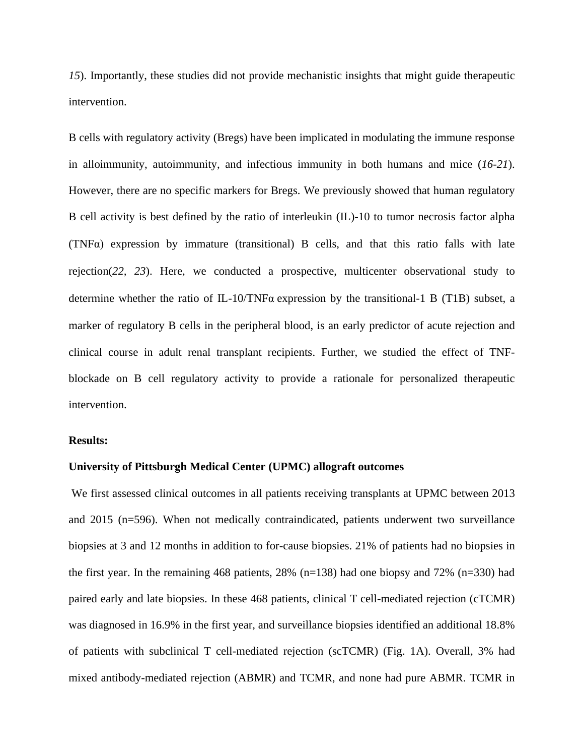15). Importantly, these studies did not provide mechanistic insights that might guide therapeutic intervention.

B cells with regulatory activity (Bregs) have been implicated in modulating the immune response in alloimmunity, autoimmunity, and infectious immunity in both humans and mice (*16-21*). However, there are no specific markers for Bregs. We previously showed that human regulatory B cell activity is best defined by the ratio of interleukin (IL)-10 to tumor necrosis factor alpha (TNFα) expression by immature (transitional) B cells, and that this ratio falls with late rejection(*22, 23*). Here, we conducted a prospective, multicenter observational study to determine whether the ratio of IL-10/TNFα expression by the transitional-1 B (T1B) subset, a marker of regulatory B cells in the peripheral blood, is an early predictor of acute rejection and clinical course in adult renal transplant recipients. Further, we studied the effect of TNF-blockade on B cell regulatory activity to provide a rationale for personalized therapeutic intervention.

**Results:**

**University of Pittsburgh Medical Center (UPMC) allograft outcomes**

We first assessed clinical outcomes in all patients receiving transplants at UPMC between 2013 and 2015 (n=596). When not medically contraindicated, patients underwent two surveillance biopsies at 3 and 12 months in addition to for-cause biopsies. 21% of patients had no biopsies in the first year. In the remaining 468 patients, 28% (n=138) had one biopsy and 72% (n=330) had paired early and late biopsies. In these 468 patients, clinical T cell-mediated rejection (cTCMR) was diagnosed in 16.9% in the first year, and surveillance biopsies identified an additional 18.8% of patients with subclinical T cell-mediated rejection (scTCMR) (Fig. 1A). Overall, 3% had mixed antibody-mediated rejection (ABMR) and TCMR, and none had pure ABMR. TCMR in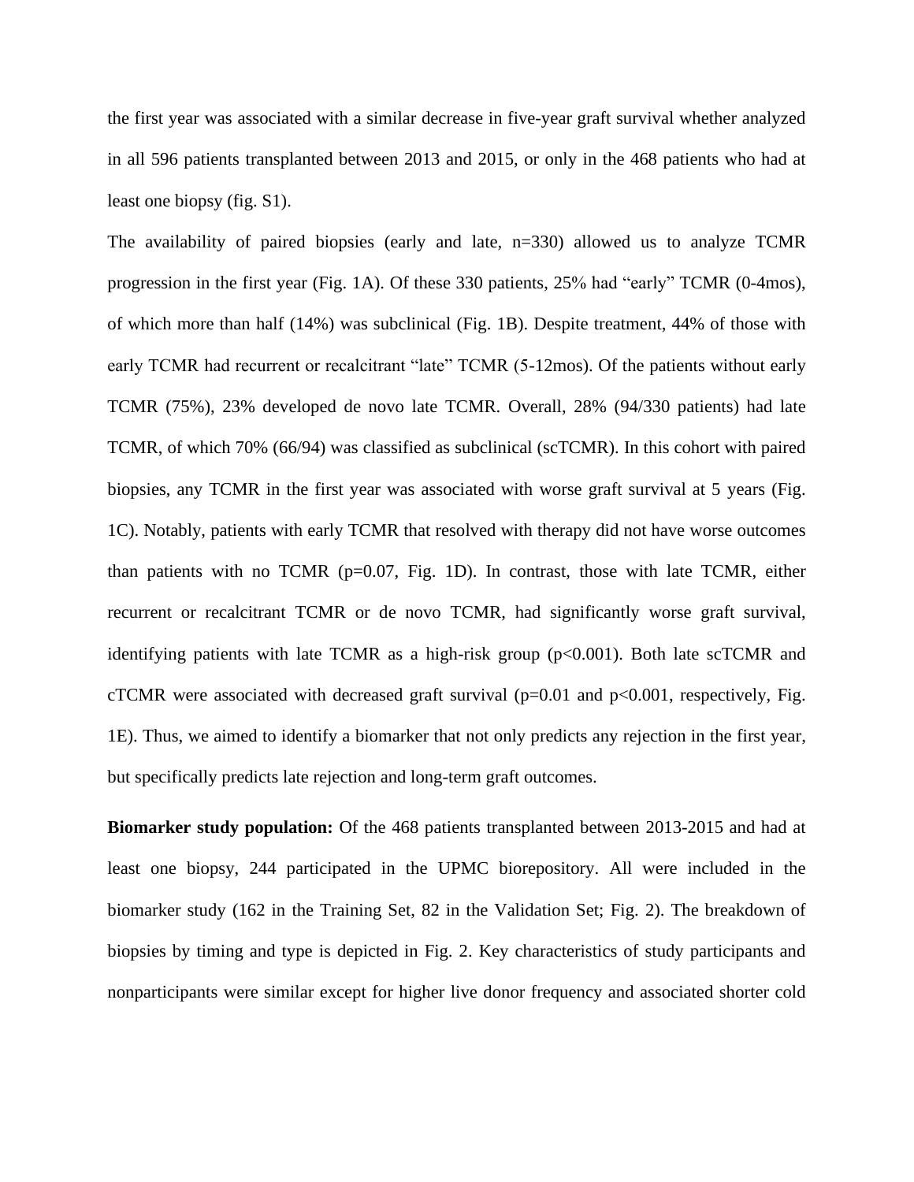the first year was associated with a similar decrease in five-year graft survival whether analyzed in all 596 patients transplanted between 2013 and 2015, or only in the 468 patients who had at least one biopsy (fig. S1).

The availability of paired biopsies (early and late, n=330) allowed us to analyze TCMR progression in the first year (Fig. 1A). Of these 330 patients, 25% had "early" TCMR (0-4mos), of which more than half (14%) was subclinical (Fig. 1B). Despite treatment, 44% of those with early TCMR had recurrent or recalcitrant "late" TCMR (5-12mos). Of the patients without early TCMR (75%), 23% developed de novo late TCMR. Overall, 28% (94/330 patients) had late TCMR, of which 70% (66/94) was classified as subclinical (scTCMR). In this cohort with paired biopsies, any TCMR in the first year was associated with worse graft survival at 5 years (Fig. 1C). Notably, patients with early TCMR that resolved with therapy did not have worse outcomes than patients with no TCMR ($p=0.07$, Fig. 1D). In contrast, those with late TCMR, either recurrent or recalcitrant TCMR or de novo TCMR, had significantly worse graft survival, identifying patients with late TCMR as a high-risk group ($p<0.001$). Both late scTCMR and cTCMR were associated with decreased graft survival ($p=0.01$ and $p<0.001$, respectively, Fig. 1E). Thus, we aimed to identify a biomarker that not only predicts any rejection in the first year, but specifically predicts late rejection and long-term graft outcomes.

**Biomarker study population:** Of the 468 patients transplanted between 2013-2015 and had at least one biopsy, 244 participated in the UPMC biorepository. All were included in the biomarker study (162 in the Training Set, 82 in the Validation Set; Fig. 2). The breakdown of biopsies by timing and type is depicted in Fig. 2. Key characteristics of study participants and nonparticipants were similar except for higher live donor frequency and associated shorter cold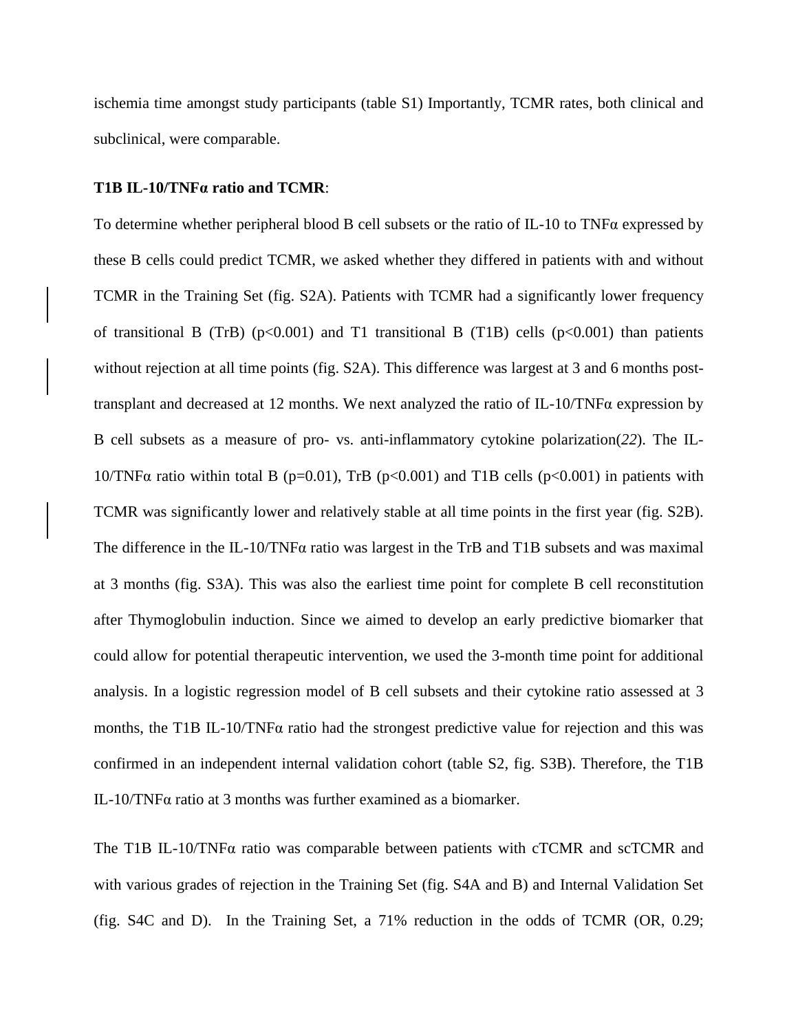ischemia time amongst study participants (table S1) Importantly, TCMR rates, both clinical and subclinical, were comparable.

**T1B IL-10/TNFα ratio and TCMR**:

To determine whether peripheral blood B cell subsets or the ratio of IL-10 to TNFα expressed by these B cells could predict TCMR, we asked whether they differed in patients with and without TCMR in the Training Set (fig. S2A). Patients with TCMR had a significantly lower frequency of transitional B (TrB) ($p<0.001$) and T1 transitional B (T1B) cells ($p<0.001$) than patients without rejection at all time points (fig. S2A). This difference was largest at 3 and 6 months post-transplant and decreased at 12 months. We next analyzed the ratio of IL-10/TNFα expression by B cell subsets as a measure of pro- vs. anti-inflammatory cytokine polarization(*22*). The IL-10/TNFα ratio within total B ($p=0.01$), TrB ($p<0.001$) and T1B cells ($p<0.001$) in patients with TCMR was significantly lower and relatively stable at all time points in the first year (fig. S2B). The difference in the IL-10/TNFα ratio was largest in the TrB and T1B subsets and was maximal at 3 months (fig. S3A). This was also the earliest time point for complete B cell reconstitution after Thymoglobulin induction. Since we aimed to develop an early predictive biomarker that could allow for potential therapeutic intervention, we used the 3-month time point for additional analysis. In a logistic regression model of B cell subsets and their cytokine ratio assessed at 3 months, the T1B IL-10/TNFα ratio had the strongest predictive value for rejection and this was confirmed in an independent internal validation cohort (table S2, fig. S3B). Therefore, the T1B IL-10/TNFα ratio at 3 months was further examined as a biomarker.

The T1B IL-10/TNFα ratio was comparable between patients with cTCMR and scTCMR and with various grades of rejection in the Training Set (fig. S4A and B) and Internal Validation Set (fig. S4C and D). In the Training Set, a 71% reduction in the odds of TCMR (OR, 0.29;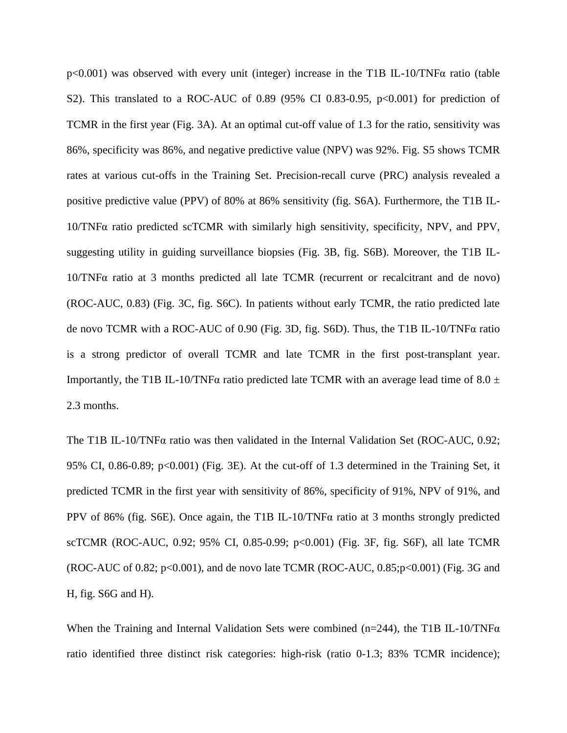p<0.001) was observed with every unit (integer) increase in the T1B IL-10/TNFα ratio (table S2). This translated to a ROC-AUC of 0.89 (95% CI 0.83-0.95, p<0.001) for prediction of TCMR in the first year (Fig. 3A). At an optimal cut-off value of 1.3 for the ratio, sensitivity was 86%, specificity was 86%, and negative predictive value (NPV) was 92%. Fig. S5 shows TCMR rates at various cut-offs in the Training Set. Precision-recall curve (PRC) analysis revealed a positive predictive value (PPV) of 80% at 86% sensitivity (fig. S6A). Furthermore, the T1B IL-10/TNFα ratio predicted scTCMR with similarly high sensitivity, specificity, NPV, and PPV, suggesting utility in guiding surveillance biopsies (Fig. 3B, fig. S6B). Moreover, the T1B IL-10/TNFα ratio at 3 months predicted all late TCMR (recurrent or recalcitrant and de novo) (ROC-AUC, 0.83) (Fig. 3C, fig. S6C). In patients without early TCMR, the ratio predicted late de novo TCMR with a ROC-AUC of 0.90 (Fig. 3D, fig. S6D). Thus, the T1B IL-10/TNFα ratio is a strong predictor of overall TCMR and late TCMR in the first post-transplant year. Importantly, the T1B IL-10/TNFα ratio predicted late TCMR with an average lead time of 8.0 ± 2.3 months.

The T1B IL-10/TNFα ratio was then validated in the Internal Validation Set (ROC-AUC, 0.92; 95% CI, 0.86-0.89; p<0.001) (Fig. 3E). At the cut-off of 1.3 determined in the Training Set, it predicted TCMR in the first year with sensitivity of 86%, specificity of 91%, NPV of 91%, and PPV of 86% (fig. S6E). Once again, the T1B IL-10/TNFα ratio at 3 months strongly predicted scTCMR (ROC-AUC, 0.92; 95% CI, 0.85-0.99; p<0.001) (Fig. 3F, fig. S6F), all late TCMR (ROC-AUC of 0.82; p<0.001), and de novo late TCMR (ROC-AUC, 0.85;p<0.001) (Fig. 3G and H, fig. S6G and H).

When the Training and Internal Validation Sets were combined (n=244), the T1B IL-10/TNFα ratio identified three distinct risk categories: high-risk (ratio 0-1.3; 83% TCMR incidence);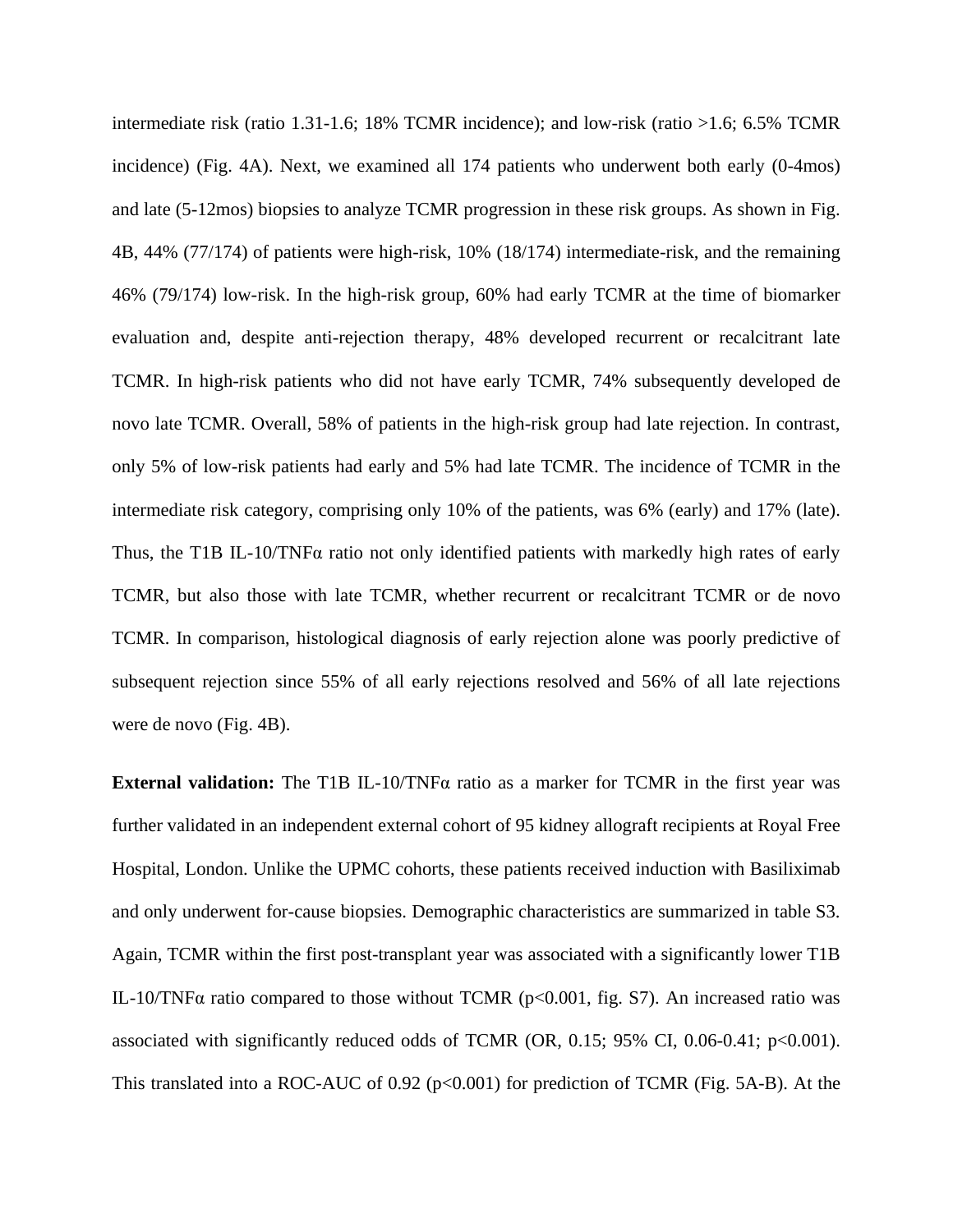intermediate risk (ratio 1.31-1.6; 18% TCMR incidence); and low-risk (ratio >1.6; 6.5% TCMR incidence) (Fig. 4A). Next, we examined all 174 patients who underwent both early (0-4mos) and late (5-12mos) biopsies to analyze TCMR progression in these risk groups. As shown in Fig. 4B, 44% (77/174) of patients were high-risk, 10% (18/174) intermediate-risk, and the remaining 46% (79/174) low-risk. In the high-risk group, 60% had early TCMR at the time of biomarker evaluation and, despite anti-rejection therapy, 48% developed recurrent or recalcitrant late TCMR. In high-risk patients who did not have early TCMR, 74% subsequently developed de novo late TCMR. Overall, 58% of patients in the high-risk group had late rejection. In contrast, only 5% of low-risk patients had early and 5% had late TCMR. The incidence of TCMR in the intermediate risk category, comprising only 10% of the patients, was 6% (early) and 17% (late). Thus, the T1B IL-10/TNFα ratio not only identified patients with markedly high rates of early TCMR, but also those with late TCMR, whether recurrent or recalcitrant TCMR or de novo TCMR. In comparison, histological diagnosis of early rejection alone was poorly predictive of subsequent rejection since 55% of all early rejections resolved and 56% of all late rejections were de novo (Fig. 4B).

**External validation:** The T1B IL-10/TNFα ratio as a marker for TCMR in the first year was further validated in an independent external cohort of 95 kidney allograft recipients at Royal Free Hospital, London. Unlike the UPMC cohorts, these patients received induction with Basiliximab and only underwent for-cause biopsies. Demographic characteristics are summarized in table S3. Again, TCMR within the first post-transplant year was associated with a significantly lower T1B IL-10/TNFα ratio compared to those without TCMR ($p<0.001$, fig. S7). An increased ratio was associated with significantly reduced odds of TCMR (OR, 0.15; 95% CI, 0.06-0.41; $p<0.001$). This translated into a ROC-AUC of 0.92 ($p<0.001$) for prediction of TCMR (Fig. 5A-B). At the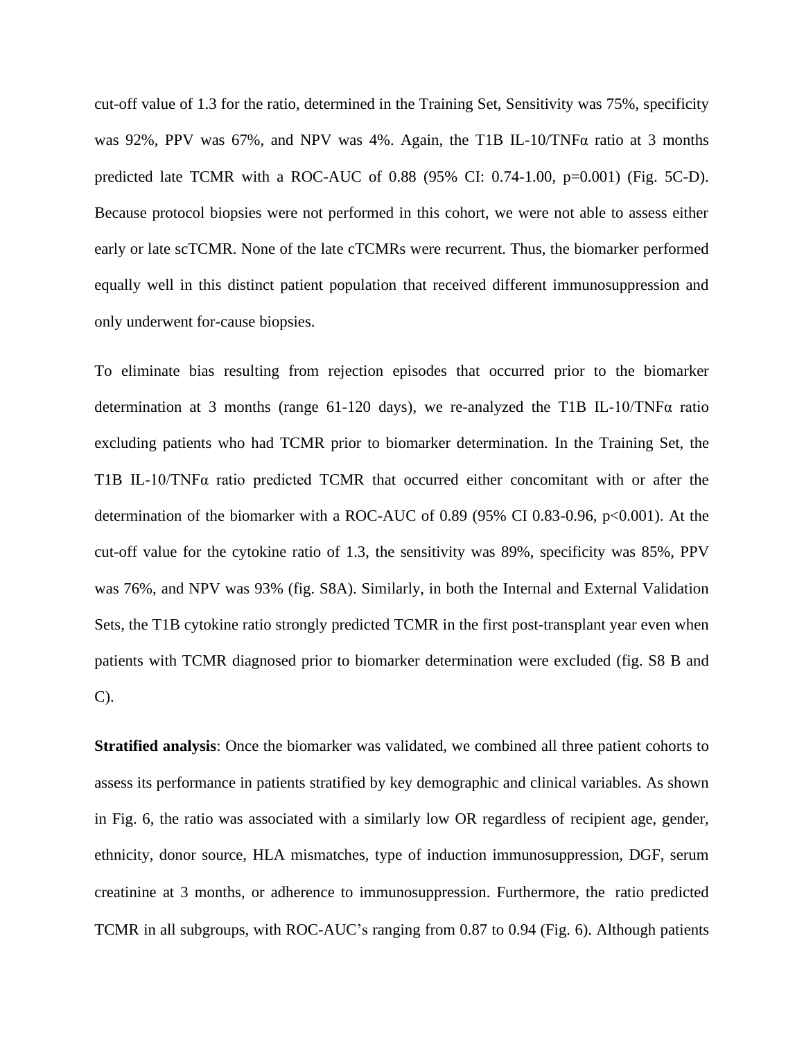cut-off value of 1.3 for the ratio, determined in the Training Set, Sensitivity was 75%, specificity was 92%, PPV was 67%, and NPV was 4%. Again, the T1B IL-10/TNFα ratio at 3 months predicted late TCMR with a ROC-AUC of 0.88 (95% CI: 0.74-1.00, p=0.001) (Fig. 5C-D). Because protocol biopsies were not performed in this cohort, we were not able to assess either early or late scTCMR. None of the late cTCMRs were recurrent. Thus, the biomarker performed equally well in this distinct patient population that received different immunosuppression and only underwent for-cause biopsies.

To eliminate bias resulting from rejection episodes that occurred prior to the biomarker determination at 3 months (range 61-120 days), we re-analyzed the T1B IL-10/TNFα ratio excluding patients who had TCMR prior to biomarker determination. In the Training Set, the T1B IL-10/TNFα ratio predicted TCMR that occurred either concomitant with or after the determination of the biomarker with a ROC-AUC of 0.89 (95% CI 0.83-0.96, p<0.001). At the cut-off value for the cytokine ratio of 1.3, the sensitivity was 89%, specificity was 85%, PPV was 76%, and NPV was 93% (fig. S8A). Similarly, in both the Internal and External Validation Sets, the T1B cytokine ratio strongly predicted TCMR in the first post-transplant year even when patients with TCMR diagnosed prior to biomarker determination were excluded (fig. S8 B and C).

**Stratified analysis**: Once the biomarker was validated, we combined all three patient cohorts to assess its performance in patients stratified by key demographic and clinical variables. As shown in Fig. 6, the ratio was associated with a similarly low OR regardless of recipient age, gender, ethnicity, donor source, HLA mismatches, type of induction immunosuppression, DGF, serum creatinine at 3 months, or adherence to immunosuppression. Furthermore, the ratio predicted TCMR in all subgroups, with ROC-AUC's ranging from 0.87 to 0.94 (Fig. 6). Although patients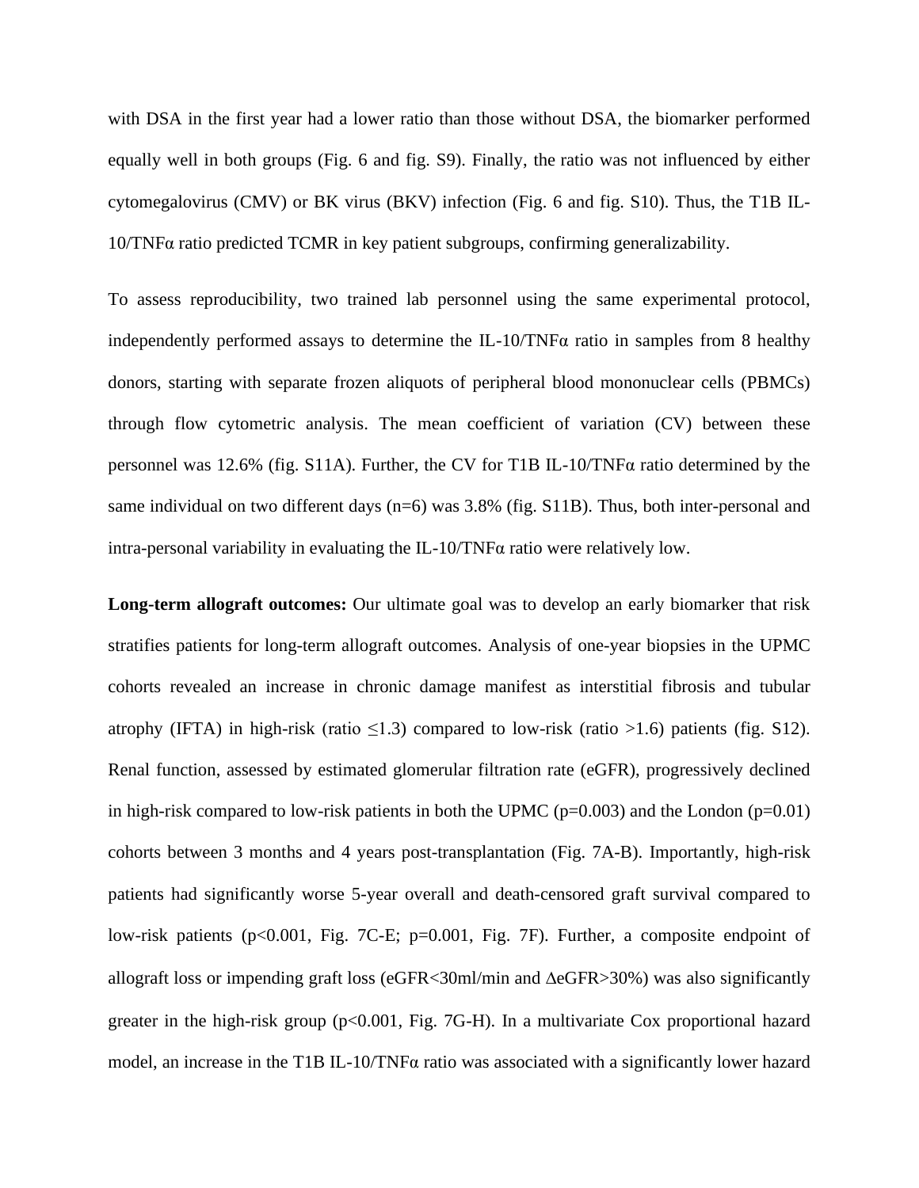with DSA in the first year had a lower ratio than those without DSA, the biomarker performed equally well in both groups (Fig. 6 and fig. S9). Finally, the ratio was not influenced by either cytomegalovirus (CMV) or BK virus (BKV) infection (Fig. 6 and fig. S10). Thus, the T1B IL-10/TNFα ratio predicted TCMR in key patient subgroups, confirming generalizability.

To assess reproducibility, two trained lab personnel using the same experimental protocol, independently performed assays to determine the IL-10/TNFα ratio in samples from 8 healthy donors, starting with separate frozen aliquots of peripheral blood mononuclear cells (PBMCs) through flow cytometric analysis. The mean coefficient of variation (CV) between these personnel was 12.6% (fig. S11A). Further, the CV for T1B IL-10/TNFα ratio determined by the same individual on two different days (n=6) was 3.8% (fig. S11B). Thus, both inter-personal and intra-personal variability in evaluating the IL-10/TNFα ratio were relatively low.

**Long-term allograft outcomes:** Our ultimate goal was to develop an early biomarker that risk stratifies patients for long-term allograft outcomes. Analysis of one-year biopsies in the UPMC cohorts revealed an increase in chronic damage manifest as interstitial fibrosis and tubular atrophy (IFTA) in high-risk (ratio $\leq$1.3) compared to low-risk (ratio >1.6) patients (fig. S12). Renal function, assessed by estimated glomerular filtration rate (eGFR), progressively declined in high-risk compared to low-risk patients in both the UPMC ($p=0.003$) and the London ($p=0.01$) cohorts between 3 months and 4 years post-transplantation (Fig. 7A-B). Importantly, high-risk patients had significantly worse 5-year overall and death-censored graft survival compared to low-risk patients ($p<0.001$, Fig. 7C-E; $p=0.001$, Fig. 7F). Further, a composite endpoint of allograft loss or impending graft loss (eGFR<30ml/min and $\Delta$eGFR>30%) was also significantly greater in the high-risk group ($p<0.001$, Fig. 7G-H). In a multivariate Cox proportional hazard model, an increase in the T1B IL-10/TNFα ratio was associated with a significantly lower hazard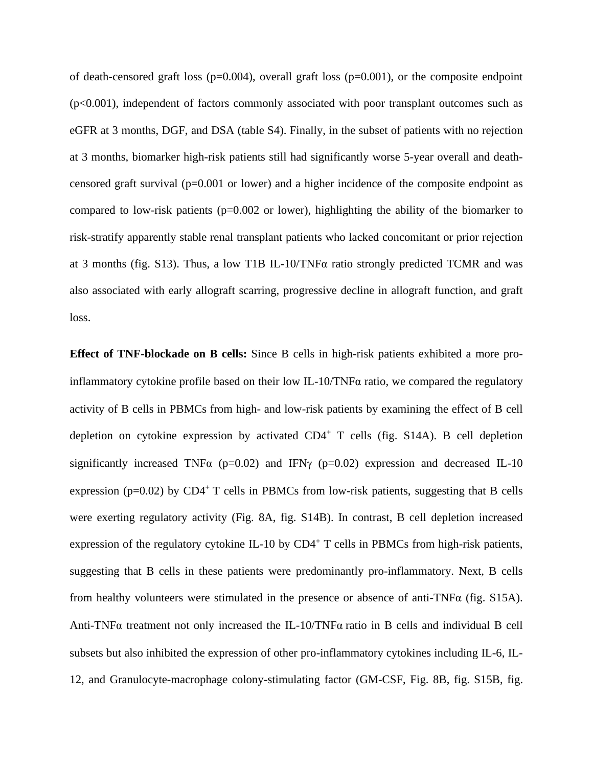of death-censored graft loss ($p=0.004$), overall graft loss ($p=0.001$), or the composite endpoint ($p<0.001$), independent of factors commonly associated with poor transplant outcomes such as eGFR at 3 months, DGF, and DSA (table S4). Finally, in the subset of patients with no rejection at 3 months, biomarker high-risk patients still had significantly worse 5-year overall and death-censored graft survival ($p=0.001$ or lower) and a higher incidence of the composite endpoint as compared to low-risk patients ($p=0.002$ or lower), highlighting the ability of the biomarker to risk-stratify apparently stable renal transplant patients who lacked concomitant or prior rejection at 3 months (fig. S13). Thus, a low T1B IL-10/TNFα ratio strongly predicted TCMR and was also associated with early allograft scarring, progressive decline in allograft function, and graft loss.

**Effect of TNF-blockade on B cells:** Since B cells in high-risk patients exhibited a more pro-inflammatory cytokine profile based on their low IL-10/TNFα ratio, we compared the regulatory activity of B cells in PBMCs from high- and low-risk patients by examining the effect of B cell depletion on cytokine expression by activated $CD4^+$ T cells (fig. S14A). B cell depletion significantly increased TNFα ($p=0.02$) and IFNγ ($p=0.02$) expression and decreased IL-10 expression ($p=0.02$) by $CD4^+$ T cells in PBMCs from low-risk patients, suggesting that B cells were exerting regulatory activity (Fig. 8A, fig. S14B). In contrast, B cell depletion increased expression of the regulatory cytokine IL-10 by $CD4^+$ T cells in PBMCs from high-risk patients, suggesting that B cells in these patients were predominantly pro-inflammatory. Next, B cells from healthy volunteers were stimulated in the presence or absence of anti-TNFα (fig. S15A). Anti-TNFα treatment not only increased the IL-10/TNFα ratio in B cells and individual B cell subsets but also inhibited the expression of other pro-inflammatory cytokines including IL-6, IL-12, and Granulocyte-macrophage colony-stimulating factor (GM-CSF, Fig. 8B, fig. S15B, fig.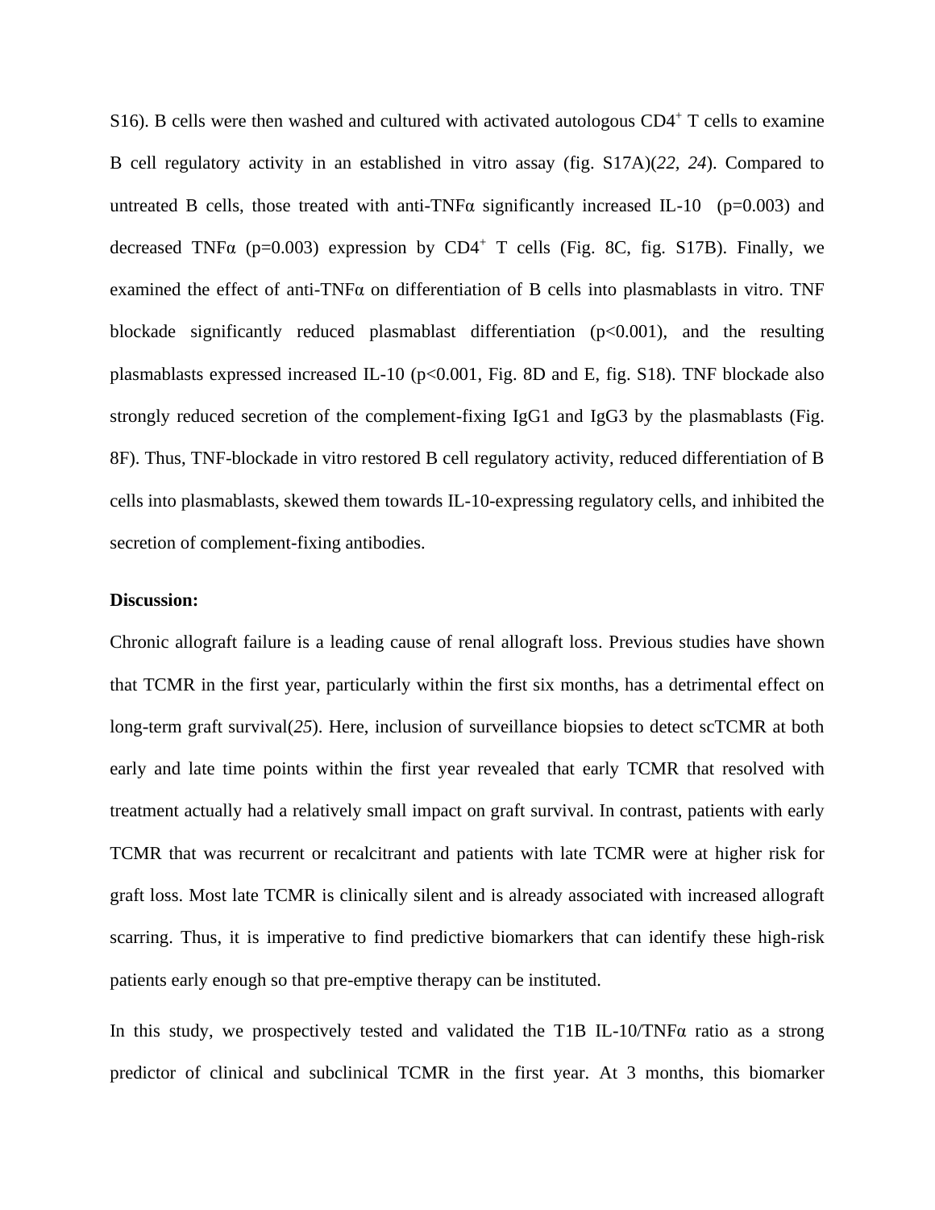S16). B cells were then washed and cultured with activated autologous $CD4^+$ T cells to examine B cell regulatory activity in an established in vitro assay (fig. S17A)(*22*, *24*). Compared to untreated B cells, those treated with anti-TNFα significantly increased IL-10 ($p=0.003$) and decreased TNFα ($p=0.003$) expression by $CD4^+$ T cells (Fig. 8C, fig. S17B). Finally, we examined the effect of anti-TNFα on differentiation of B cells into plasmablasts in vitro. TNF blockade significantly reduced plasmablast differentiation ($p<0.001$), and the resulting plasmablasts expressed increased IL-10 ($p<0.001$, Fig. 8D and E, fig. S18). TNF blockade also strongly reduced secretion of the complement-fixing IgG1 and IgG3 by the plasmablasts (Fig. 8F). Thus, TNF-blockade in vitro restored B cell regulatory activity, reduced differentiation of B cells into plasmablasts, skewed them towards IL-10-expressing regulatory cells, and inhibited the secretion of complement-fixing antibodies.

**Discussion:**

Chronic allograft failure is a leading cause of renal allograft loss. Previous studies have shown that TCMR in the first year, particularly within the first six months, has a detrimental effect on long-term graft survival(*25*). Here, inclusion of surveillance biopsies to detect scTCMR at both early and late time points within the first year revealed that early TCMR that resolved with treatment actually had a relatively small impact on graft survival. In contrast, patients with early TCMR that was recurrent or recalcitrant and patients with late TCMR were at higher risk for graft loss. Most late TCMR is clinically silent and is already associated with increased allograft scarring. Thus, it is imperative to find predictive biomarkers that can identify these high-risk patients early enough so that pre-emptive therapy can be instituted.

In this study, we prospectively tested and validated the T1B IL-10/TNFα ratio as a strong predictor of clinical and subclinical TCMR in the first year. At 3 months, this biomarker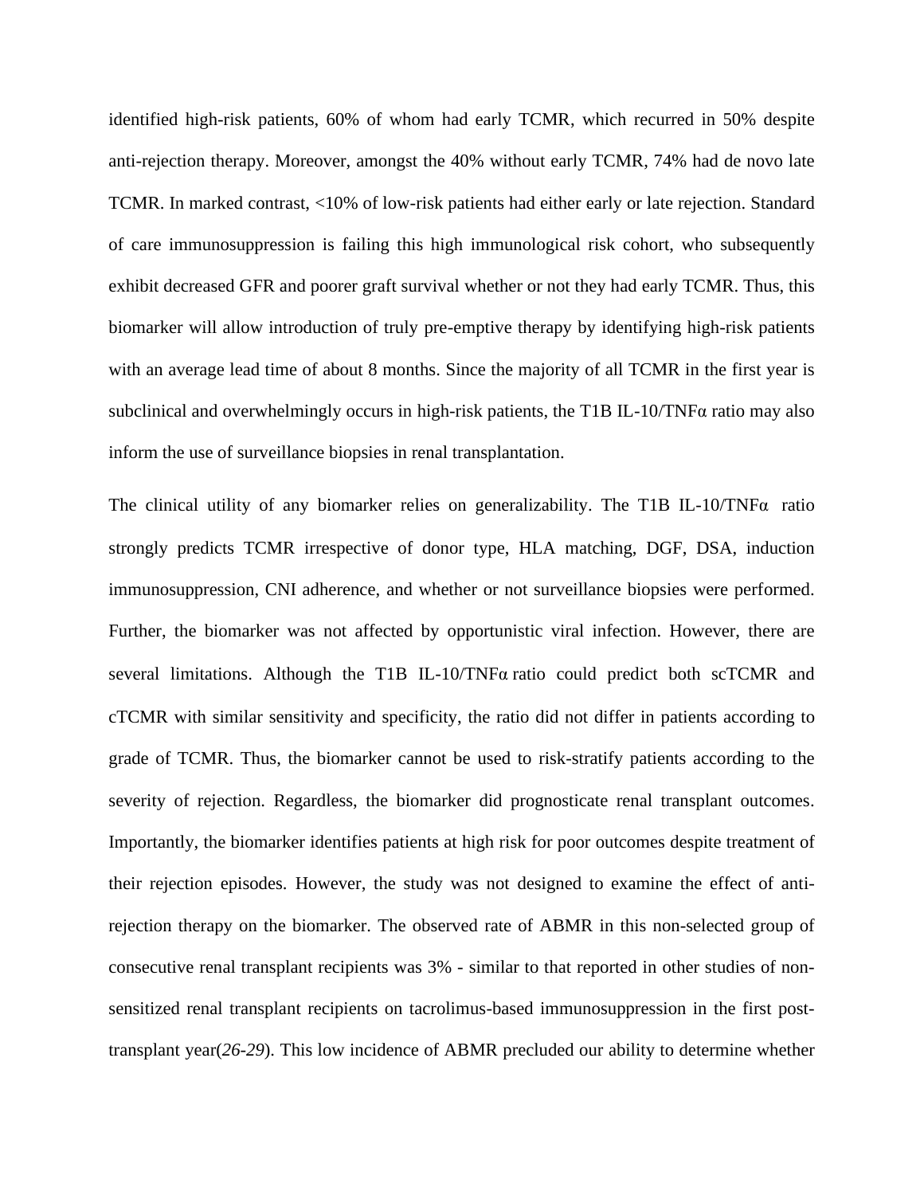identified high-risk patients, 60% of whom had early TCMR, which recurred in 50% despite anti-rejection therapy. Moreover, amongst the 40% without early TCMR, 74% had de novo late TCMR. In marked contrast, <10% of low-risk patients had either early or late rejection. Standard of care immunosuppression is failing this high immunological risk cohort, who subsequently exhibit decreased GFR and poorer graft survival whether or not they had early TCMR. Thus, this biomarker will allow introduction of truly pre-emptive therapy by identifying high-risk patients with an average lead time of about 8 months. Since the majority of all TCMR in the first year is subclinical and overwhelmingly occurs in high-risk patients, the T1B IL-10/TNFα ratio may also inform the use of surveillance biopsies in renal transplantation.

The clinical utility of any biomarker relies on generalizability. The T1B IL-10/TNFα ratio strongly predicts TCMR irrespective of donor type, HLA matching, DGF, DSA, induction immunosuppression, CNI adherence, and whether or not surveillance biopsies were performed. Further, the biomarker was not affected by opportunistic viral infection. However, there are several limitations. Although the T1B IL-10/TNFα ratio could predict both scTCMR and cTCMR with similar sensitivity and specificity, the ratio did not differ in patients according to grade of TCMR. Thus, the biomarker cannot be used to risk-stratify patients according to the severity of rejection. Regardless, the biomarker did prognosticate renal transplant outcomes. Importantly, the biomarker identifies patients at high risk for poor outcomes despite treatment of their rejection episodes. However, the study was not designed to examine the effect of anti-rejection therapy on the biomarker. The observed rate of ABMR in this non-selected group of consecutive renal transplant recipients was 3% - similar to that reported in other studies of non-sensitized renal transplant recipients on tacrolimus-based immunosuppression in the first post-transplant year(*26-29*). This low incidence of ABMR precluded our ability to determine whether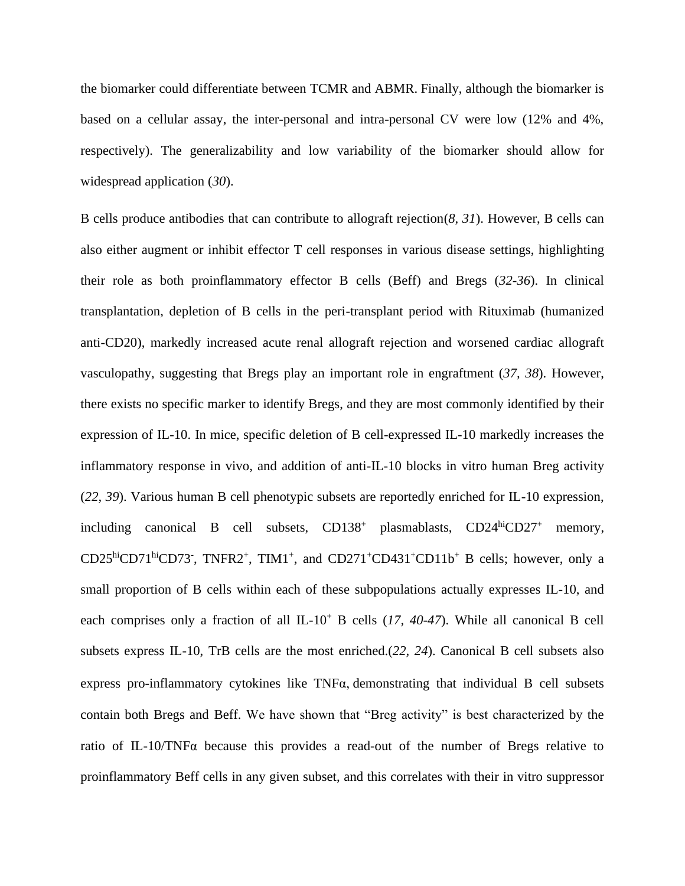the biomarker could differentiate between TCMR and ABMR. Finally, although the biomarker is based on a cellular assay, the inter-personal and intra-personal CV were low (12% and 4%, respectively). The generalizability and low variability of the biomarker should allow for widespread application (*30*).

B cells produce antibodies that can contribute to allograft rejection(*8, 31*). However, B cells can also either augment or inhibit effector T cell responses in various disease settings, highlighting their role as both proinflammatory effector B cells (Beff) and Bregs (*32-36*). In clinical transplantation, depletion of B cells in the peri-transplant period with Rituximab (humanized anti-CD20), markedly increased acute renal allograft rejection and worsened cardiac allograft vasculopathy, suggesting that Bregs play an important role in engraftment (*37, 38*). However, there exists no specific marker to identify Bregs, and they are most commonly identified by their expression of IL-10. In mice, specific deletion of B cell-expressed IL-10 markedly increases the inflammatory response in vivo, and addition of anti-IL-10 blocks in vitro human Breg activity (*22, 39*). Various human B cell phenotypic subsets are reportedly enriched for IL-10 expression, including canonical B cell subsets, $CD138^{+}$ plasmablasts, $CD24^{hi}CD27^{+}$ memory, $CD25^{hi}CD71^{hi}CD73^{-}$, $TNFR2^{+}$, $TIM1^{+}$, and $CD271^{+}CD431^{+}CD11b^{+}$ B cells; however, only a small proportion of B cells within each of these subpopulations actually expresses IL-10, and each comprises only a fraction of all $IL\text{-}10^{+}$ B cells (*17, 40-47*). While all canonical B cell subsets express IL-10, TrB cells are the most enriched.(*22, 24*). Canonical B cell subsets also express pro-inflammatory cytokines like TNFα, demonstrating that individual B cell subsets contain both Bregs and Beff. We have shown that "Breg activity" is best characterized by the ratio of IL-10/TNFα because this provides a read-out of the number of Bregs relative to proinflammatory Beff cells in any given subset, and this correlates with their in vitro suppressor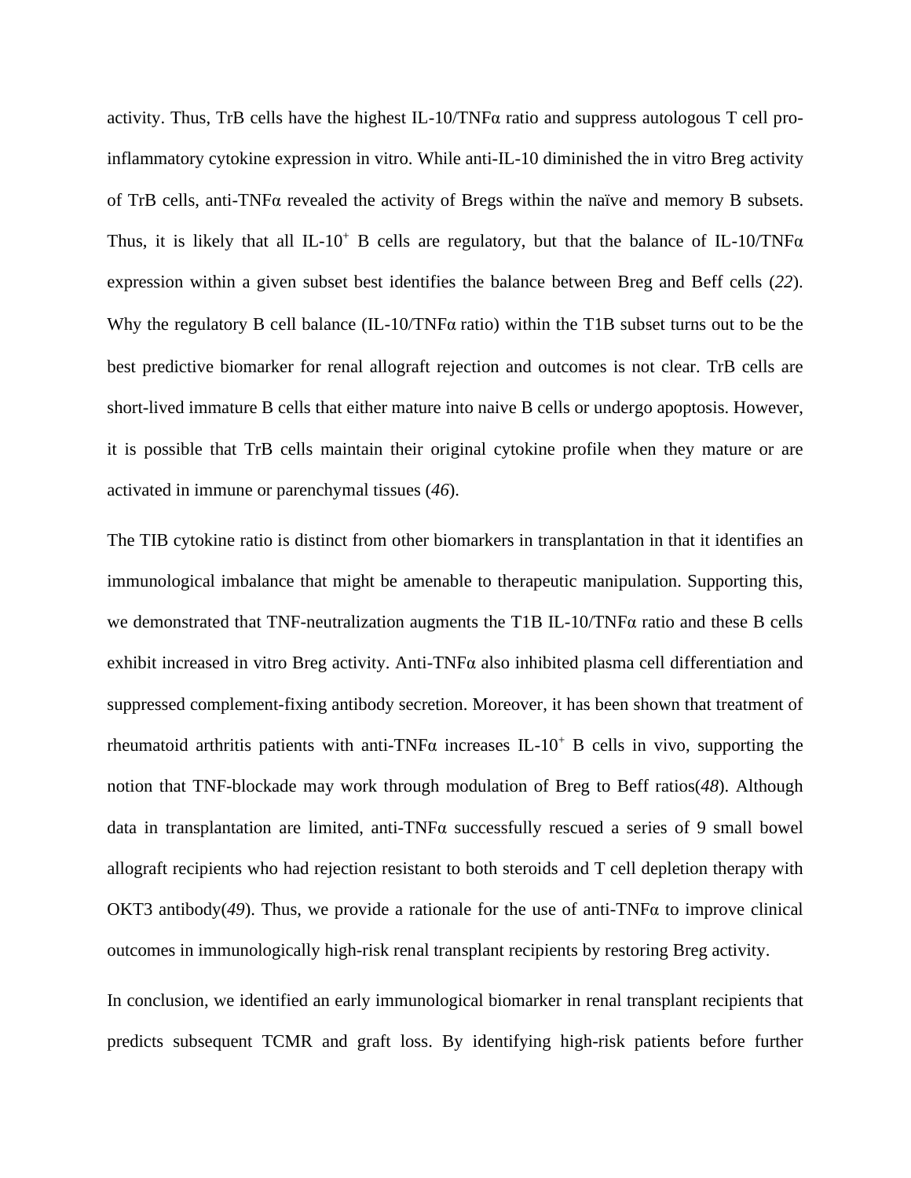activity. Thus, TrB cells have the highest IL-10/TNFα ratio and suppress autologous T cell pro-inflammatory cytokine expression in vitro. While anti-IL-10 diminished the in vitro Breg activity of TrB cells, anti-TNFα revealed the activity of Bregs within the naïve and memory B subsets. Thus, it is likely that all IL-10$^{+}$ B cells are regulatory, but that the balance of IL-10/TNFα expression within a given subset best identifies the balance between Breg and Beff cells (*22*). Why the regulatory B cell balance (IL-10/TNFα ratio) within the T1B subset turns out to be the best predictive biomarker for renal allograft rejection and outcomes is not clear. TrB cells are short-lived immature B cells that either mature into naive B cells or undergo apoptosis. However, it is possible that TrB cells maintain their original cytokine profile when they mature or are activated in immune or parenchymal tissues (*46*).

The TIB cytokine ratio is distinct from other biomarkers in transplantation in that it identifies an immunological imbalance that might be amenable to therapeutic manipulation. Supporting this, we demonstrated that TNF-neutralization augments the T1B IL-10/TNFα ratio and these B cells exhibit increased in vitro Breg activity. Anti-TNFα also inhibited plasma cell differentiation and suppressed complement-fixing antibody secretion. Moreover, it has been shown that treatment of rheumatoid arthritis patients with anti-TNFα increases IL-10$^{+}$ B cells in vivo, supporting the notion that TNF-blockade may work through modulation of Breg to Beff ratios(*48*). Although data in transplantation are limited, anti-TNFα successfully rescued a series of 9 small bowel allograft recipients who had rejection resistant to both steroids and T cell depletion therapy with OKT3 antibody(*49*). Thus, we provide a rationale for the use of anti-TNFα to improve clinical outcomes in immunologically high-risk renal transplant recipients by restoring Breg activity.

In conclusion, we identified an early immunological biomarker in renal transplant recipients that predicts subsequent TCMR and graft loss. By identifying high-risk patients before further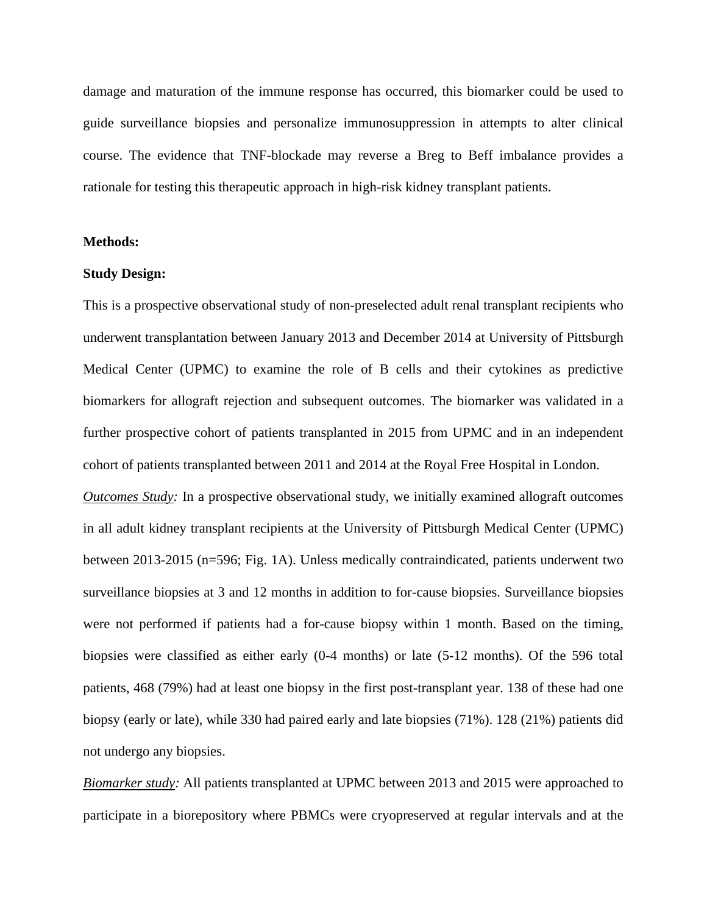damage and maturation of the immune response has occurred, this biomarker could be used to guide surveillance biopsies and personalize immunosuppression in attempts to alter clinical course. The evidence that TNF-blockade may reverse a Breg to Beff imbalance provides a rationale for testing this therapeutic approach in high-risk kidney transplant patients.

**Methods:**

**Study Design:**

This is a prospective observational study of non-preselected adult renal transplant recipients who underwent transplantation between January 2013 and December 2014 at University of Pittsburgh Medical Center (UPMC) to examine the role of B cells and their cytokines as predictive biomarkers for allograft rejection and subsequent outcomes. The biomarker was validated in a further prospective cohort of patients transplanted in 2015 from UPMC and in an independent cohort of patients transplanted between 2011 and 2014 at the Royal Free Hospital in London.

*Outcomes Study:* In a prospective observational study, we initially examined allograft outcomes in all adult kidney transplant recipients at the University of Pittsburgh Medical Center (UPMC) between 2013-2015 (n=596; Fig. 1A). Unless medically contraindicated, patients underwent two surveillance biopsies at 3 and 12 months in addition to for-cause biopsies. Surveillance biopsies were not performed if patients had a for-cause biopsy within 1 month. Based on the timing, biopsies were classified as either early (0-4 months) or late (5-12 months). Of the 596 total patients, 468 (79%) had at least one biopsy in the first post-transplant year. 138 of these had one biopsy (early or late), while 330 had paired early and late biopsies (71%). 128 (21%) patients did not undergo any biopsies.

*Biomarker study:* All patients transplanted at UPMC between 2013 and 2015 were approached to participate in a biorepository where PBMCs were cryopreserved at regular intervals and at the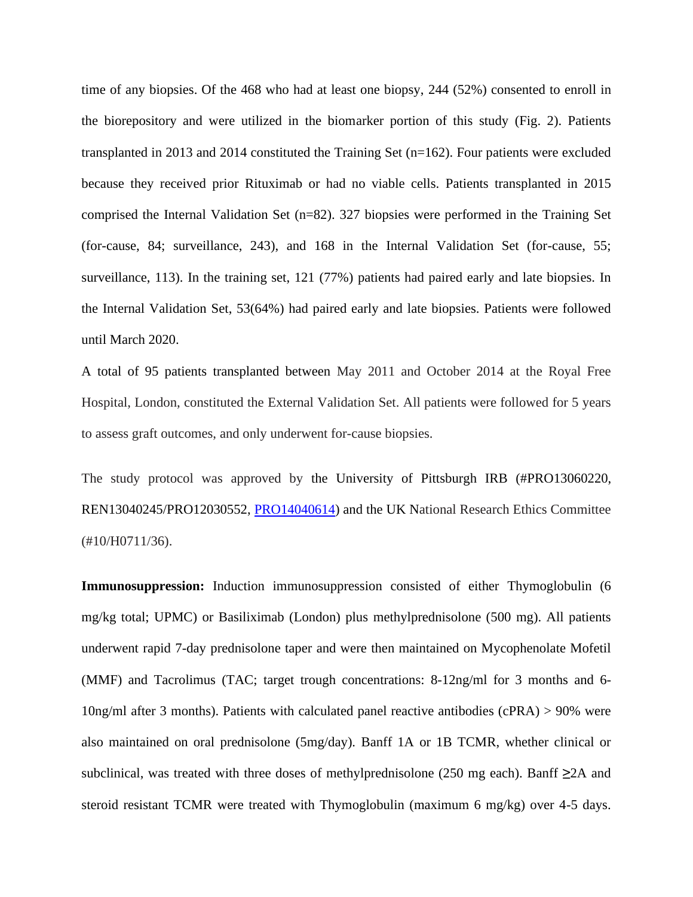time of any biopsies. Of the 468 who had at least one biopsy, 244 (52%) consented to enroll in the biorepository and were utilized in the biomarker portion of this study (Fig. 2). Patients transplanted in 2013 and 2014 constituted the Training Set (n=162). Four patients were excluded because they received prior Rituximab or had no viable cells. Patients transplanted in 2015 comprised the Internal Validation Set (n=82). 327 biopsies were performed in the Training Set (for-cause, 84; surveillance, 243), and 168 in the Internal Validation Set (for-cause, 55; surveillance, 113). In the training set, 121 (77%) patients had paired early and late biopsies. In the Internal Validation Set, 53(64%) had paired early and late biopsies. Patients were followed until March 2020.

A total of 95 patients transplanted between May 2011 and October 2014 at the Royal Free Hospital, London, constituted the External Validation Set. All patients were followed for 5 years to assess graft outcomes, and only underwent for-cause biopsies.

The study protocol was approved by the University of Pittsburgh IRB (#PRO13060220, REN13040245/PRO12030552, PRO14040614) and the UK National Research Ethics Committee (#10/H0711/36).

**Immunosuppression:** Induction immunosuppression consisted of either Thymoglobulin (6 mg/kg total; UPMC) or Basiliximab (London) plus methylprednisolone (500 mg). All patients underwent rapid 7-day prednisolone taper and were then maintained on Mycophenolate Mofetil (MMF) and Tacrolimus (TAC; target trough concentrations: 8-12ng/ml for 3 months and 6-10ng/ml after 3 months). Patients with calculated panel reactive antibodies (cPRA) > 90% were also maintained on oral prednisolone (5mg/day). Banff 1A or 1B TCMR, whether clinical or subclinical, was treated with three doses of methylprednisolone (250 mg each). Banff ≥2A and steroid resistant TCMR were treated with Thymoglobulin (maximum 6 mg/kg) over 4-5 days.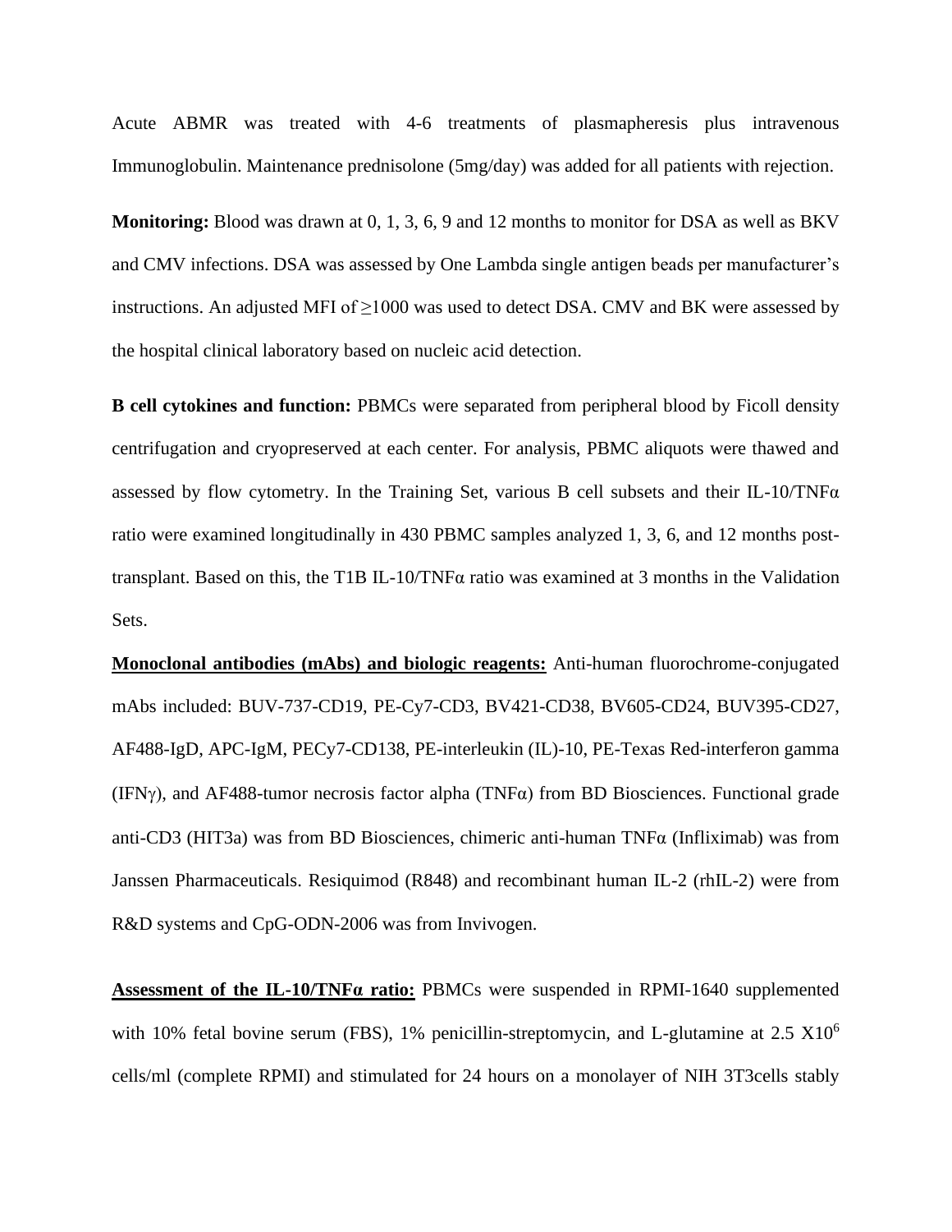Acute ABMR was treated with 4-6 treatments of plasmapheresis plus intravenous Immunoglobulin. Maintenance prednisolone (5mg/day) was added for all patients with rejection.

**Monitoring:** Blood was drawn at 0, 1, 3, 6, 9 and 12 months to monitor for DSA as well as BKV and CMV infections. DSA was assessed by One Lambda single antigen beads per manufacturer's instructions. An adjusted MFI of ≥1000 was used to detect DSA. CMV and BK were assessed by the hospital clinical laboratory based on nucleic acid detection.

**B cell cytokines and function:** PBMCs were separated from peripheral blood by Ficoll density centrifugation and cryopreserved at each center. For analysis, PBMC aliquots were thawed and assessed by flow cytometry. In the Training Set, various B cell subsets and their IL-10/TNFα ratio were examined longitudinally in 430 PBMC samples analyzed 1, 3, 6, and 12 months post-transplant. Based on this, the T1B IL-10/TNFα ratio was examined at 3 months in the Validation Sets.

**Monoclonal antibodies (mAbs) and biologic reagents:** Anti-human fluorochrome-conjugated mAbs included: BUV-737-CD19, PE-Cy7-CD3, BV421-CD38, BV605-CD24, BUV395-CD27, AF488-IgD, APC-IgM, PECy7-CD138, PE-interleukin (IL)-10, PE-Texas Red-interferon gamma (IFNγ), and AF488-tumor necrosis factor alpha (TNFα) from BD Biosciences. Functional grade anti-CD3 (HIT3a) was from BD Biosciences, chimeric anti-human TNFα (Infliximab) was from Janssen Pharmaceuticals. Resiquimod (R848) and recombinant human IL-2 (rhIL-2) were from R&D systems and CpG-ODN-2006 was from Invivogen.

**Assessment of the IL-10/TNFα ratio:** PBMCs were suspended in RPMI-1640 supplemented with 10% fetal bovine serum (FBS), 1% penicillin-streptomycin, and L-glutamine at 2.5 $X10^6$ cells/ml (complete RPMI) and stimulated for 24 hours on a monolayer of NIH 3T3cells stably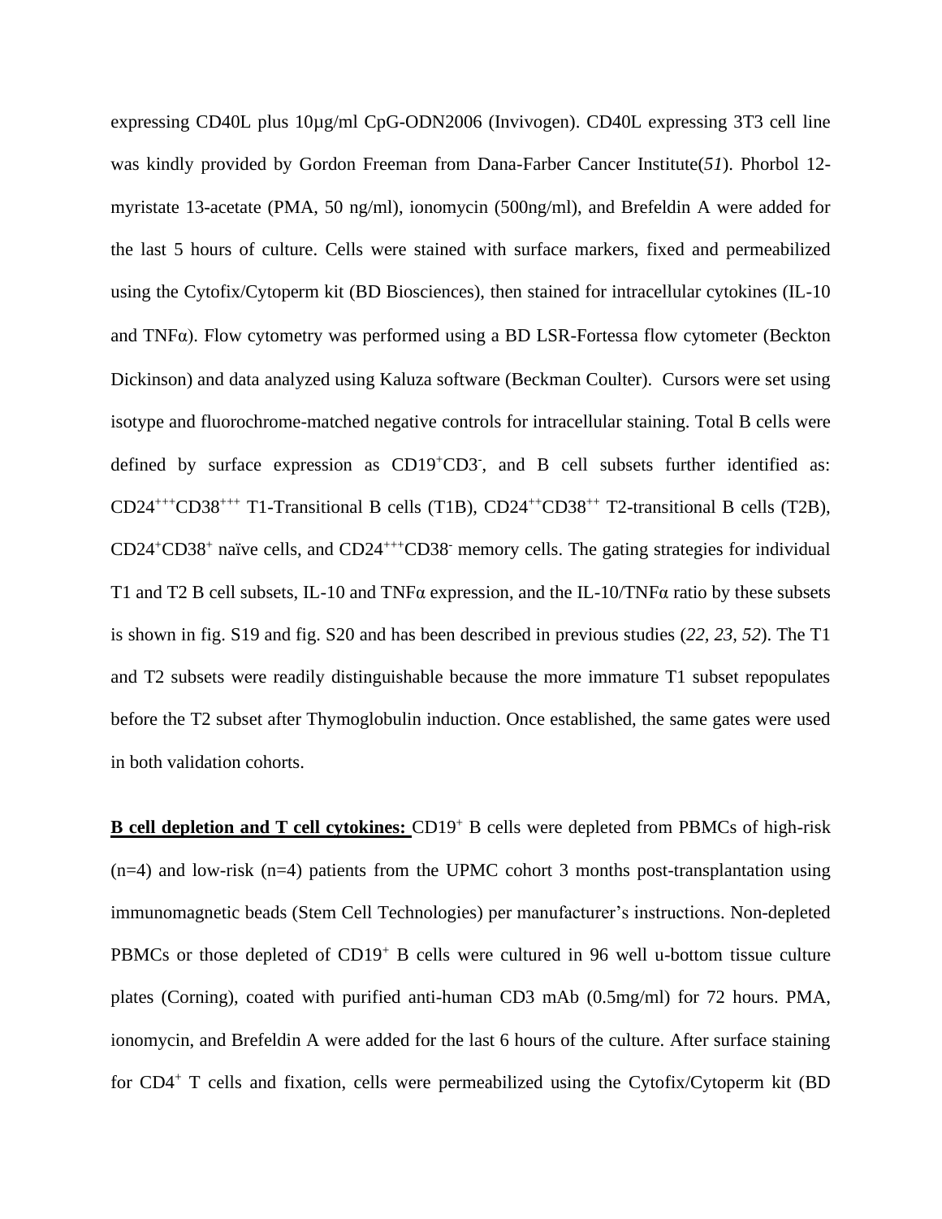expressing CD40L plus 10μg/ml CpG-ODN2006 (Invivogen). CD40L expressing 3T3 cell line was kindly provided by Gordon Freeman from Dana-Farber Cancer Institute(*51*). Phorbol 12-myristate 13-acetate (PMA, 50 ng/ml), ionomycin (500ng/ml), and Brefeldin A were added for the last 5 hours of culture. Cells were stained with surface markers, fixed and permeabilized using the Cytofix/Cytoperm kit (BD Biosciences), then stained for intracellular cytokines (IL-10 and TNFα). Flow cytometry was performed using a BD LSR-Fortessa flow cytometer (Beckton Dickinson) and data analyzed using Kaluza software (Beckman Coulter). Cursors were set using isotype and fluorochrome-matched negative controls for intracellular staining. Total B cells were defined by surface expression as $CD19^{+}CD3^{-}$, and B cell subsets further identified as: $CD24^{+++}CD38^{+++}$ T1-Transitional B cells (T1B), $CD24^{++}CD38^{++}$ T2-transitional B cells (T2B), $CD24^{+}CD38^{+}$ naïve cells, and $CD24^{+++}CD38^{-}$ memory cells. The gating strategies for individual T1 and T2 B cell subsets, IL-10 and TNFα expression, and the IL-10/TNFα ratio by these subsets is shown in fig. S19 and fig. S20 and has been described in previous studies (*22, 23, 52*). The T1 and T2 subsets were readily distinguishable because the more immature T1 subset repopulates before the T2 subset after Thymoglobulin induction. Once established, the same gates were used in both validation cohorts.

**B cell depletion and T cell cytokines:** $CD19^{+}$ B cells were depleted from PBMCs of high-risk (n=4) and low-risk (n=4) patients from the UPMC cohort 3 months post-transplantation using immunomagnetic beads (Stem Cell Technologies) per manufacturer's instructions. Non-depleted PBMCs or those depleted of $CD19^{+}$ B cells were cultured in 96 well u-bottom tissue culture plates (Corning), coated with purified anti-human CD3 mAb (0.5mg/ml) for 72 hours. PMA, ionomycin, and Brefeldin A were added for the last 6 hours of the culture. After surface staining for $CD4^{+}$ T cells and fixation, cells were permeabilized using the Cytofix/Cytoperm kit (BD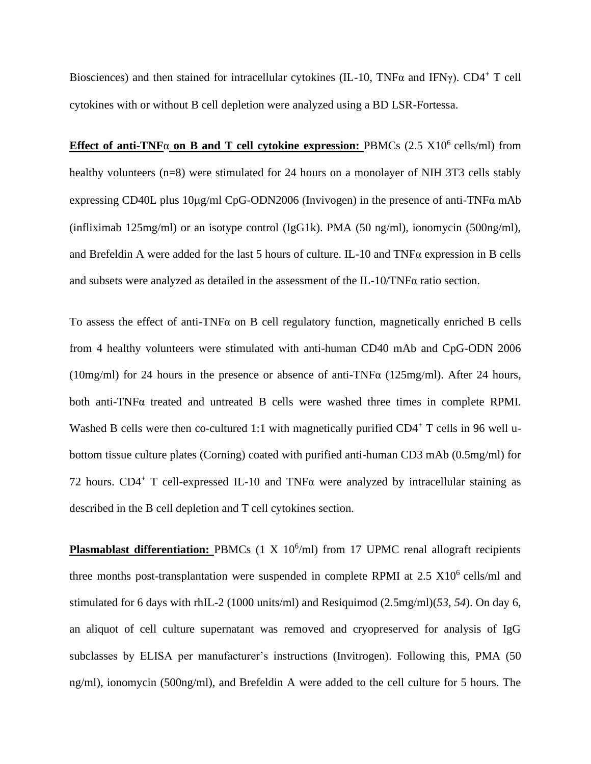Biosciences) and then stained for intracellular cytokines (IL-10, TNFα and IFNγ). $CD4^+$ T cell cytokines with or without B cell depletion were analyzed using a BD LSR-Fortessa.

**Effect of anti-TNFα on B and T cell cytokine expression:** PBMCs (2.5 X$10^6$ cells/ml) from healthy volunteers (n=8) were stimulated for 24 hours on a monolayer of NIH 3T3 cells stably expressing CD40L plus 10μg/ml CpG-ODN2006 (Invivogen) in the presence of anti-TNFα mAb (infliximab 125mg/ml) or an isotype control (IgG1k). PMA (50 ng/ml), ionomycin (500ng/ml), and Brefeldin A were added for the last 5 hours of culture. IL-10 and TNFα expression in B cells and subsets were analyzed as detailed in the assessment of the IL-10/TNFα ratio section.

To assess the effect of anti-TNFα on B cell regulatory function, magnetically enriched B cells from 4 healthy volunteers were stimulated with anti-human CD40 mAb and CpG-ODN 2006 (10mg/ml) for 24 hours in the presence or absence of anti-TNFα (125mg/ml). After 24 hours, both anti-TNFα treated and untreated B cells were washed three times in complete RPMI. Washed B cells were then co-cultured 1:1 with magnetically purified $CD4^+$ T cells in 96 well u-bottom tissue culture plates (Corning) coated with purified anti-human CD3 mAb (0.5mg/ml) for 72 hours. $CD4^+$ T cell-expressed IL-10 and TNFα were analyzed by intracellular staining as described in the B cell depletion and T cell cytokines section.

**Plasmablast differentiation:** PBMCs (1 X $10^6$/ml) from 17 UPMC renal allograft recipients three months post-transplantation were suspended in complete RPMI at 2.5 X$10^6$ cells/ml and stimulated for 6 days with rhIL-2 (1000 units/ml) and Resiquimod (2.5mg/ml)(*53, 54*). On day 6, an aliquot of cell culture supernatant was removed and cryopreserved for analysis of IgG subclasses by ELISA per manufacturer's instructions (Invitrogen). Following this, PMA (50 ng/ml), ionomycin (500ng/ml), and Brefeldin A were added to the cell culture for 5 hours. The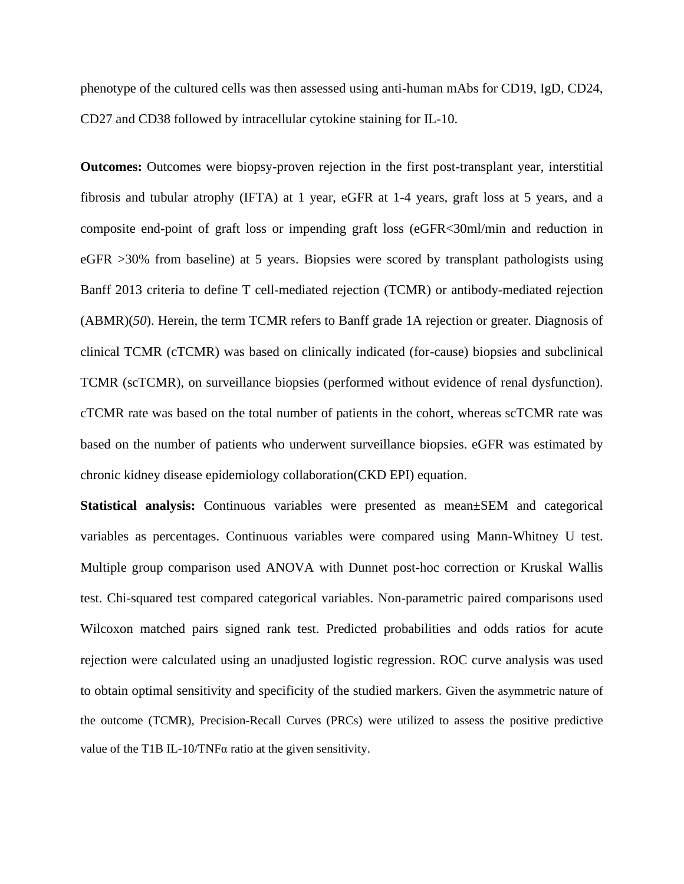phenotype of the cultured cells was then assessed using anti-human mAbs for CD19, IgD, CD24, CD27 and CD38 followed by intracellular cytokine staining for IL-10.

**Outcomes:** Outcomes were biopsy-proven rejection in the first post-transplant year, interstitial fibrosis and tubular atrophy (IFTA) at 1 year, eGFR at 1-4 years, graft loss at 5 years, and a composite end-point of graft loss or impending graft loss (eGFR<30ml/min and reduction in eGFR >30% from baseline) at 5 years. Biopsies were scored by transplant pathologists using Banff 2013 criteria to define T cell-mediated rejection (TCMR) or antibody-mediated rejection (ABMR)(*50*). Herein, the term TCMR refers to Banff grade 1A rejection or greater. Diagnosis of clinical TCMR (*c*TCMR) was based on clinically indicated (for-cause) biopsies and subclinical TCMR (scTCMR), on surveillance biopsies (performed without evidence of renal dysfunction). cTCMR rate was based on the total number of patients in the cohort, whereas scTCMR rate was based on the number of patients who underwent surveillance biopsies. eGFR was estimated by chronic kidney disease epidemiology collaboration(CKD EPI) equation.

**Statistical analysis:** Continuous variables were presented as mean±SEM and categorical variables as percentages. Continuous variables were compared using Mann-Whitney U test. Multiple group comparison used ANOVA with Dunnet post-hoc correction or Kruskal Wallis test. Chi-squared test compared categorical variables. Non-parametric paired comparisons used Wilcoxon matched pairs signed rank test. Predicted probabilities and odds ratios for acute rejection were calculated using an unadjusted logistic regression. ROC curve analysis was used to obtain optimal sensitivity and specificity of the studied markers. Given the asymmetric nature of the outcome (TCMR), Precision-Recall Curves (PRCs) were utilized to assess the positive predictive value of the T1B IL-10/TNFα ratio at the given sensitivity.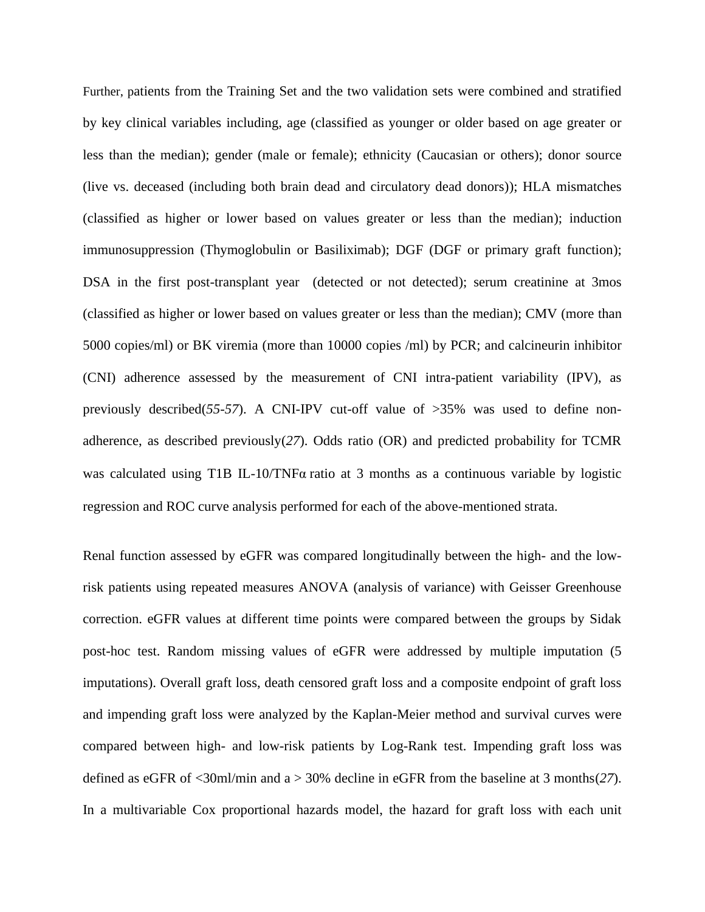Further, patients from the Training Set and the two validation sets were combined and stratified by key clinical variables including, age (classified as younger or older based on age greater or less than the median); gender (male or female); ethnicity (Caucasian or others); donor source (live vs. deceased (including both brain dead and circulatory dead donors)); HLA mismatches (classified as higher or lower based on values greater or less than the median); induction immunosuppression (Thymoglobulin or Basiliximab); DGF (DGF or primary graft function); DSA in the first post-transplant year (detected or not detected); serum creatinine at 3mos (classified as higher or lower based on values greater or less than the median); CMV (more than 5000 copies/ml) or BK viremia (more than 10000 copies /ml) by PCR; and calcineurin inhibitor (CNI) adherence assessed by the measurement of CNI intra-patient variability (IPV), as previously described(*55-57*). A CNI-IPV cut-off value of >35% was used to define non-adherence, as described previously(*27*). Odds ratio (OR) and predicted probability for TCMR was calculated using T1B IL-10/TNFα ratio at 3 months as a continuous variable by logistic regression and ROC curve analysis performed for each of the above-mentioned strata.

Renal function assessed by eGFR was compared longitudinally between the high- and the low-risk patients using repeated measures ANOVA (analysis of variance) with Geisser Greenhouse correction. eGFR values at different time points were compared between the groups by Sidak post-hoc test. Random missing values of eGFR were addressed by multiple imputation (5 imputations). Overall graft loss, death censored graft loss and a composite endpoint of graft loss and impending graft loss were analyzed by the Kaplan-Meier method and survival curves were compared between high- and low-risk patients by Log-Rank test. Impending graft loss was defined as eGFR of <30ml/min and a > 30% decline in eGFR from the baseline at 3 months(*27*). In a multivariable Cox proportional hazards model, the hazard for graft loss with each unit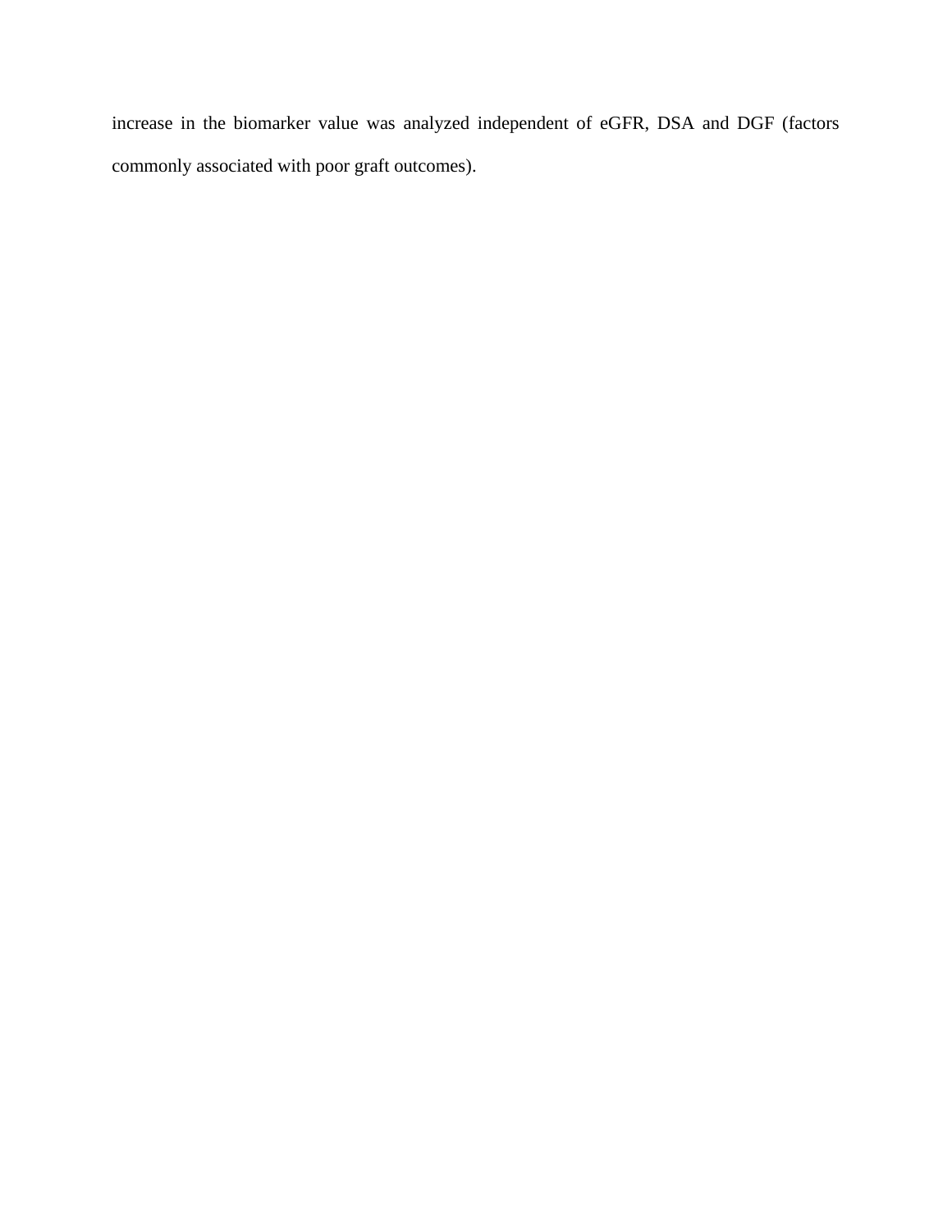increase in the biomarker value was analyzed independent of eGFR, DSA and DGF (factors commonly associated with poor graft outcomes).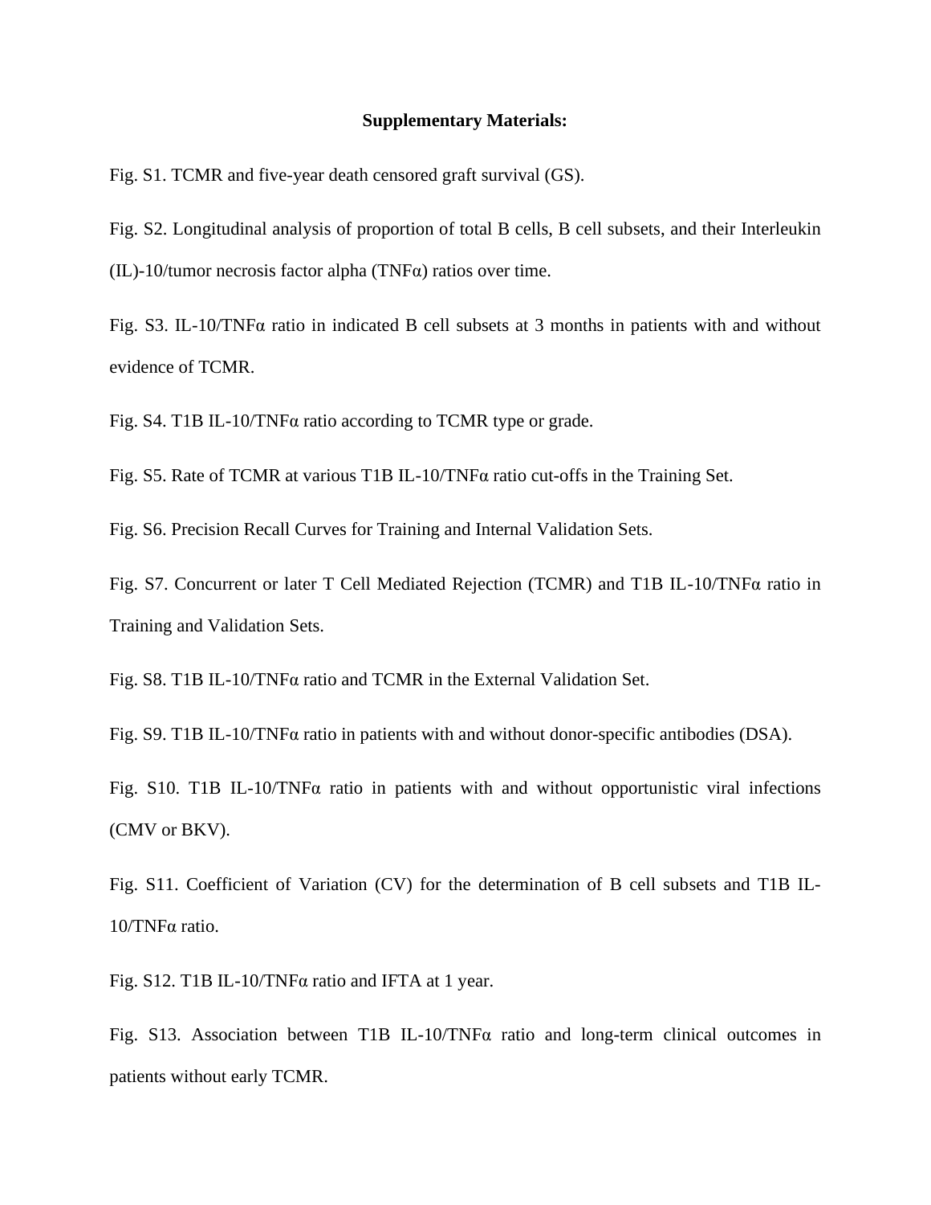**Supplementary Materials:**

Fig. S1. TCMR and five-year death censored graft survival (GS).

Fig. S2. Longitudinal analysis of proportion of total B cells, B cell subsets, and their Interleukin (IL)-10/tumor necrosis factor alpha (TNFα) ratios over time.

Fig. S3. IL-10/TNFα ratio in indicated B cell subsets at 3 months in patients with and without evidence of TCMR.

Fig. S4. T1B IL-10/TNFα ratio according to TCMR type or grade.

Fig. S5. Rate of TCMR at various T1B IL-10/TNFα ratio cut-offs in the Training Set.

Fig. S6. Precision Recall Curves for Training and Internal Validation Sets.

Fig. S7. Concurrent or later T Cell Mediated Rejection (TCMR) and T1B IL-10/TNFα ratio in Training and Validation Sets.

Fig. S8. T1B IL-10/TNFα ratio and TCMR in the External Validation Set.

Fig. S9. T1B IL-10/TNFα ratio in patients with and without donor-specific antibodies (DSA).

Fig. S10. T1B IL-10/TNFα ratio in patients with and without opportunistic viral infections (CMV or BKV).

Fig. S11. Coefficient of Variation (CV) for the determination of B cell subsets and T1B IL-10/TNFα ratio.

Fig. S12. T1B IL-10/TNFα ratio and IFTA at 1 year.

Fig. S13. Association between T1B IL-10/TNFα ratio and long-term clinical outcomes in patients without early TCMR.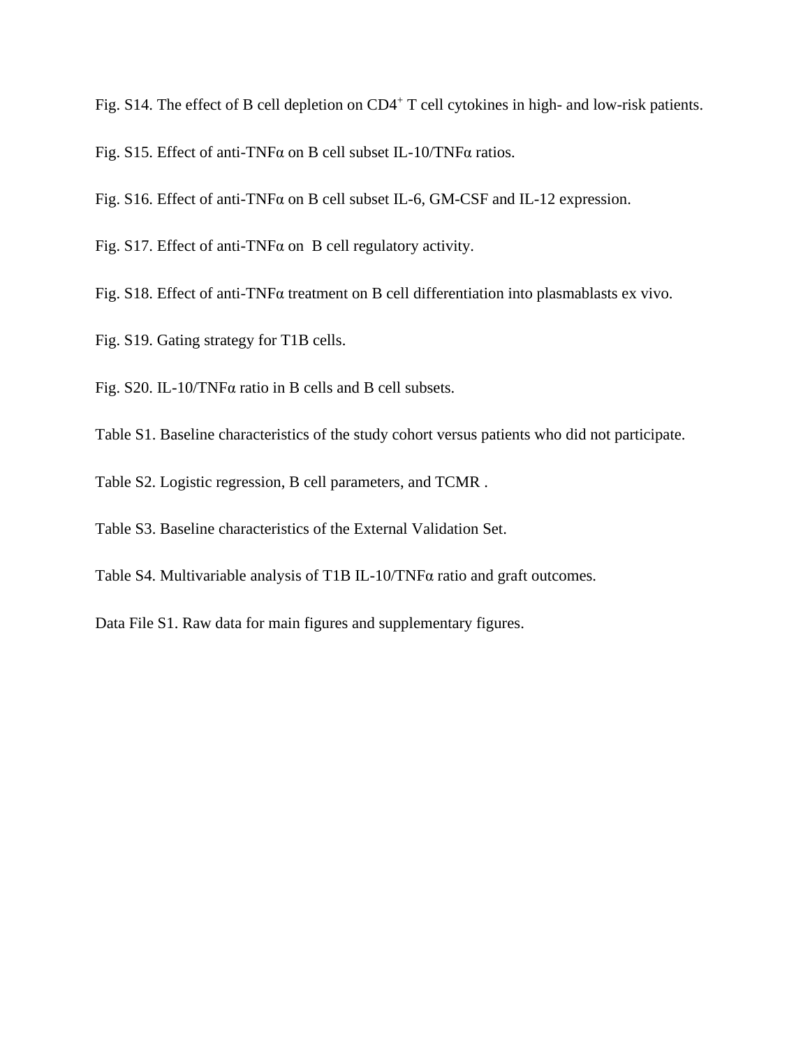Fig. S14. The effect of B cell depletion on $CD4^+$ T cell cytokines in high- and low-risk patients.

Fig. S15. Effect of anti-TNFα on B cell subset IL-10/TNFα ratios.

Fig. S16. Effect of anti-TNFα on B cell subset IL-6, GM-CSF and IL-12 expression.

Fig. S17. Effect of anti-TNFα on B cell regulatory activity.

Fig. S18. Effect of anti-TNFα treatment on B cell differentiation into plasmablasts ex vivo.

Fig. S19. Gating strategy for T1B cells.

Fig. S20. IL-10/TNFα ratio in B cells and B cell subsets.

Table S1. Baseline characteristics of the study cohort versus patients who did not participate.

Table S2. Logistic regression, B cell parameters, and TCMR .

Table S3. Baseline characteristics of the External Validation Set.

Table S4. Multivariable analysis of T1B IL-10/TNFα ratio and graft outcomes.

Data File S1. Raw data for main figures and supplementary figures.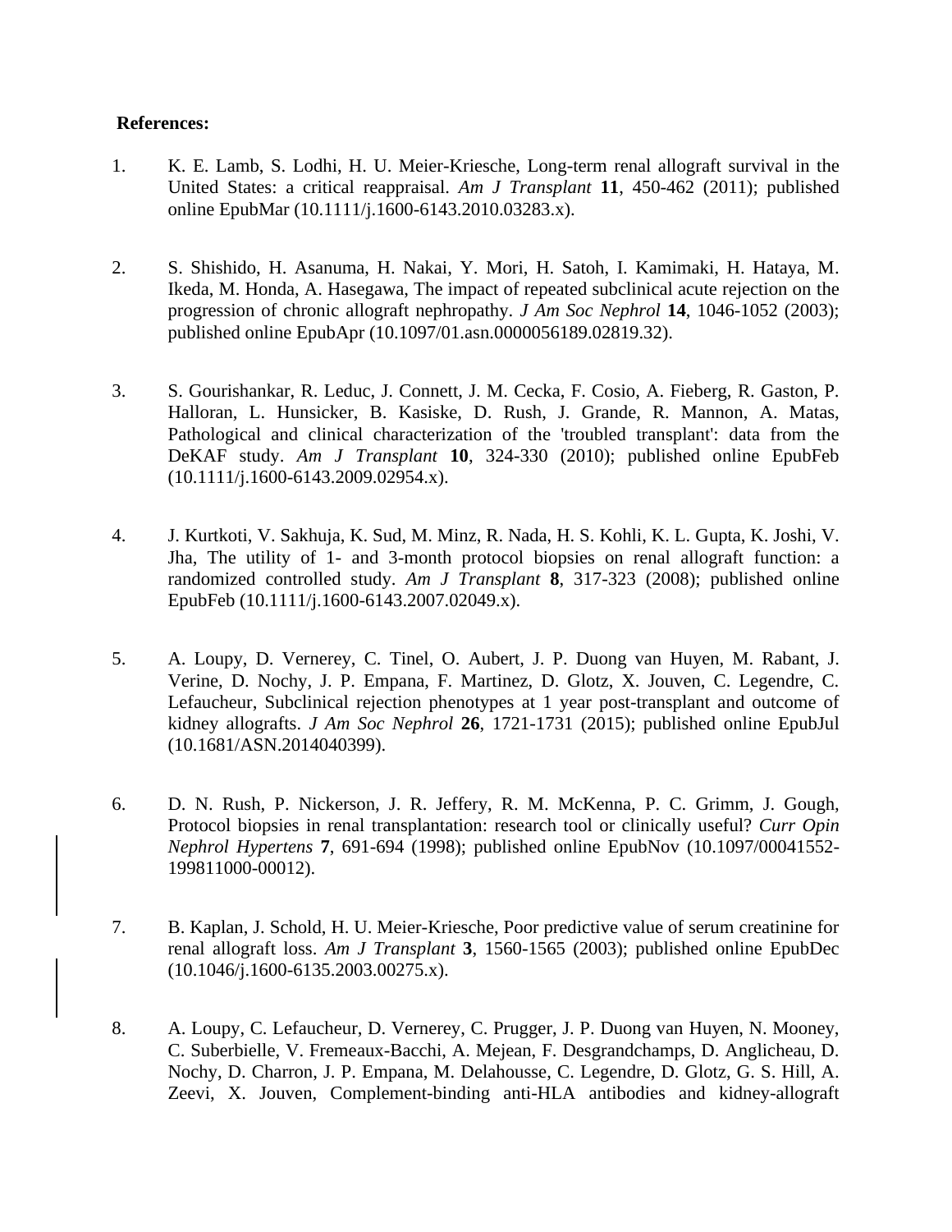**References:**

1. K. E. Lamb, S. Lodhi, H. U. Meier-Kriesche, Long-term renal allograft survival in the United States: a critical reappraisal. *Am J Transplant* **11**, 450-462 (2011); published online EpubMar (10.1111/j.1600-6143.2010.03283.x).

2. S. Shishido, H. Asanuma, H. Nakai, Y. Mori, H. Satoh, I. Kamimaki, H. Hataya, M. Ikeda, M. Honda, A. Hasegawa, The impact of repeated subclinical acute rejection on the progression of chronic allograft nephropathy. *J Am Soc Nephrol* **14**, 1046-1052 (2003); published online EpubApr (10.1097/01.asn.0000056189.02819.32).

3. S. Gourishankar, R. Leduc, J. Connett, J. M. Cecka, F. Cosio, A. Fieberg, R. Gaston, P. Halloran, L. Hunsicker, B. Kasiske, D. Rush, J. Grande, R. Mannon, A. Matas, Pathological and clinical characterization of the 'troubled transplant': data from the DeKAF study. *Am J Transplant* **10**, 324-330 (2010); published online EpubFeb (10.1111/j.1600-6143.2009.02954.x).

4. J. Kurtkoti, V. Sakhuja, K. Sud, M. Minz, R. Nada, H. S. Kohli, K. L. Gupta, K. Joshi, V. Jha, The utility of 1- and 3-month protocol biopsies on renal allograft function: a randomized controlled study. *Am J Transplant* **8**, 317-323 (2008); published online EpubFeb (10.1111/j.1600-6143.2007.02049.x).

5. A. Loupy, D. Vernerey, C. Tinel, O. Aubert, J. P. Duong van Huyen, M. Rabant, J. Verine, D. Nochy, J. P. Empana, F. Martinez, D. Glotz, X. Jouven, C. Legendre, C. Lefaucheur, Subclinical rejection phenotypes at 1 year post-transplant and outcome of kidney allografts. *J Am Soc Nephrol* **26**, 1721-1731 (2015); published online EpubJul (10.1681/ASN.2014040399).

6. D. N. Rush, P. Nickerson, J. R. Jeffery, R. M. McKenna, P. C. Grimm, J. Gough, Protocol biopsies in renal transplantation: research tool or clinically useful? *Curr Opin Nephrol Hypertens* **7**, 691-694 (1998); published online EpubNov (10.1097/00041552-199811000-00012).

7. B. Kaplan, J. Schold, H. U. Meier-Kriesche, Poor predictive value of serum creatinine for renal allograft loss. *Am J Transplant* **3**, 1560-1565 (2003); published online EpubDec (10.1046/j.1600-6135.2003.00275.x).

8. A. Loupy, C. Lefaucheur, D. Vernerey, C. Prugger, J. P. Duong van Huyen, N. Mooney, C. Suberbielle, V. Fremeaux-Bacchi, A. Mejean, F. Desgrandchamps, D. Anglicheau, D. Nochy, D. Charron, J. P. Empana, M. Delahousse, C. Legendre, D. Glotz, G. S. Hill, A. Zeevi, X. Jouven, Complement-binding anti-HLA antibodies and kidney-allograft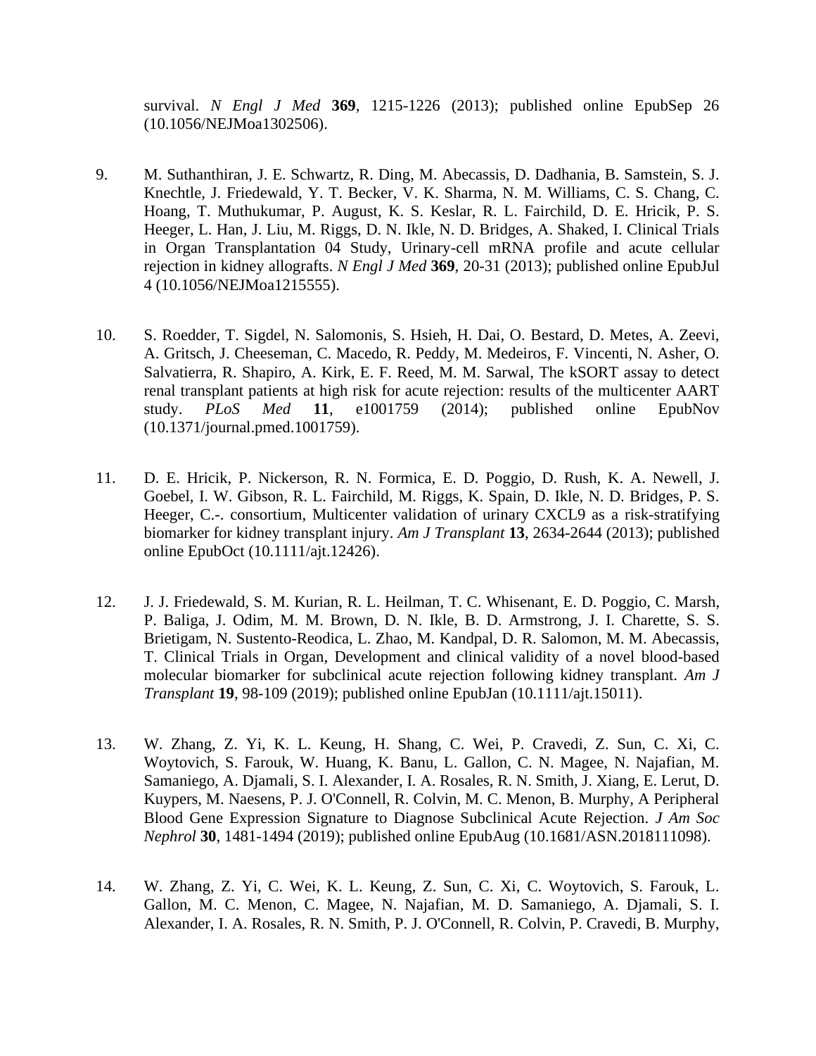survival. *N Engl J Med* **369**, 1215-1226 (2013); published online EpubSep 26 (10.1056/NEJMoa1302506).

9. M. Suthanthiran, J. E. Schwartz, R. Ding, M. Abecassis, D. Dadhania, B. Samstein, S. J. Knechtle, J. Friedewald, Y. T. Becker, V. K. Sharma, N. M. Williams, C. S. Chang, C. Hoang, T. Muthukumar, P. August, K. S. Keslar, R. L. Fairchild, D. E. Hricik, P. S. Heeger, L. Han, J. Liu, M. Riggs, D. N. Ikle, N. D. Bridges, A. Shaked, I. Clinical Trials in Organ Transplantation 04 Study, Urinary-cell mRNA profile and acute cellular rejection in kidney allografts. *N Engl J Med* **369**, 20-31 (2013); published online EpubJul 4 (10.1056/NEJMoa1215555).

10. S. Roedder, T. Sigdel, N. Salomonis, S. Hsieh, H. Dai, O. Bestard, D. Metes, A. Zeevi, A. Gritsch, J. Cheeseman, C. Macedo, R. Peddy, M. Medeiros, F. Vincenti, N. Asher, O. Salvatierra, R. Shapiro, A. Kirk, E. F. Reed, M. M. Sarwal, The kSORT assay to detect renal transplant patients at high risk for acute rejection: results of the multicenter AART study. *PLoS Med* **11**, e1001759 (2014); published online EpubNov (10.1371/journal.pmed.1001759).

11. D. E. Hricik, P. Nickerson, R. N. Formica, E. D. Poggio, D. Rush, K. A. Newell, J. Goebel, I. W. Gibson, R. L. Fairchild, M. Riggs, K. Spain, D. Ikle, N. D. Bridges, P. S. Heeger, C.-. consortium, Multicenter validation of urinary CXCL9 as a risk-stratifying biomarker for kidney transplant injury. *Am J Transplant* **13**, 2634-2644 (2013); published online EpubOct (10.1111/ajt.12426).

12. J. J. Friedewald, S. M. Kurian, R. L. Heilman, T. C. Whisenant, E. D. Poggio, C. Marsh, P. Baliga, J. Odim, M. M. Brown, D. N. Ikle, B. D. Armstrong, J. I. Charette, S. S. Brietigam, N. Sustento-Reodica, L. Zhao, M. Kandpal, D. R. Salomon, M. M. Abecassis, T. Clinical Trials in Organ, Development and clinical validity of a novel blood-based molecular biomarker for subclinical acute rejection following kidney transplant. *Am J Transplant* **19**, 98-109 (2019); published online EpubJan (10.1111/ajt.15011).

13. W. Zhang, Z. Yi, K. L. Keung, H. Shang, C. Wei, P. Cravedi, Z. Sun, C. Xi, C. Woytovich, S. Farouk, W. Huang, K. Banu, L. Gallon, C. N. Magee, N. Najafian, M. Samaniego, A. Djamali, S. I. Alexander, I. A. Rosales, R. N. Smith, J. Xiang, E. Lerut, D. Kuypers, M. Naesens, P. J. O'Connell, R. Colvin, M. C. Menon, B. Murphy, A Peripheral Blood Gene Expression Signature to Diagnose Subclinical Acute Rejection. *J Am Soc Nephrol* **30**, 1481-1494 (2019); published online EpubAug (10.1681/ASN.2018111098).

14. W. Zhang, Z. Yi, C. Wei, K. L. Keung, Z. Sun, C. Xi, C. Woytovich, S. Farouk, L. Gallon, M. C. Menon, C. Magee, N. Najafian, M. D. Samaniego, A. Djamali, S. I. Alexander, I. A. Rosales, R. N. Smith, P. J. O'Connell, R. Colvin, P. Cravedi, B. Murphy,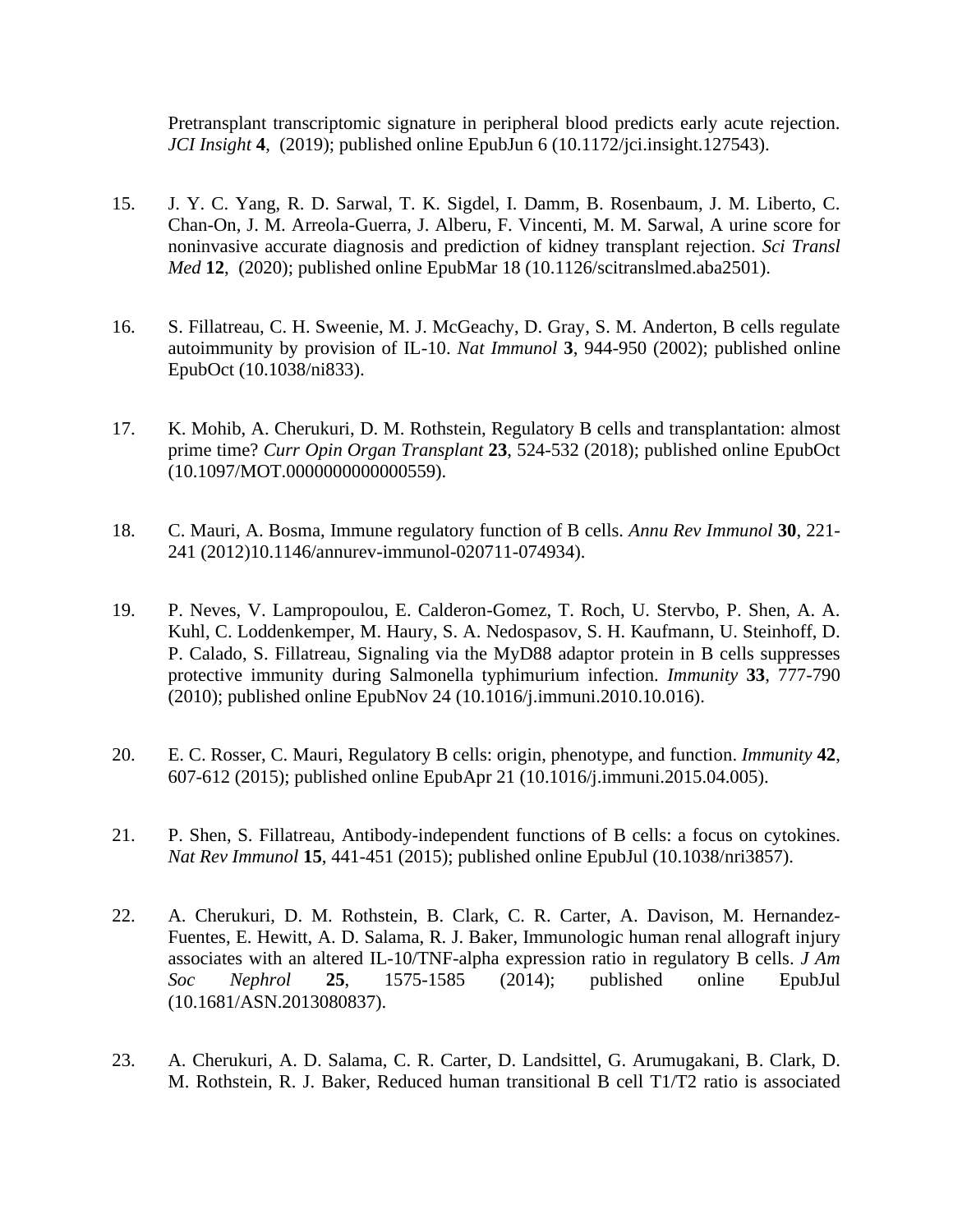Pretransplant transcriptomic signature in peripheral blood predicts early acute rejection. *JCI Insight* **4**,  (2019); published online EpubJun 6 (10.1172/jci.insight.127543).

15. J. Y. C. Yang, R. D. Sarwal, T. K. Sigdel, I. Damm, B. Rosenbaum, J. M. Liberto, C. Chan-On, J. M. Arreola-Guerra, J. Alberu, F. Vincenti, M. M. Sarwal, A urine score for noninvasive accurate diagnosis and prediction of kidney transplant rejection. *Sci Transl Med* **12**,  (2020); published online EpubMar 18 (10.1126/scitranslmed.aba2501).

16. S. Fillatreau, C. H. Sweenie, M. J. McGeachy, D. Gray, S. M. Anderton, B cells regulate autoimmunity by provision of IL-10. *Nat Immunol* **3**, 944-950 (2002); published online EpubOct (10.1038/ni833).

17. K. Mohib, A. Cherukuri, D. M. Rothstein, Regulatory B cells and transplantation: almost prime time? *Curr Opin Organ Transplant* **23**, 524-532 (2018); published online EpubOct (10.1097/MOT.0000000000000559).

18. C. Mauri, A. Bosma, Immune regulatory function of B cells. *Annu Rev Immunol* **30**, 221-241 (2012)10.1146/annurev-immunol-020711-074934).

19. P. Neves, V. Lampropoulou, E. Calderon-Gomez, T. Roch, U. Stervbo, P. Shen, A. A. Kuhl, C. Loddenkemper, M. Haury, S. A. Nedospasov, S. H. Kaufmann, U. Steinhoff, D. P. Calado, S. Fillatreau, Signaling via the MyD88 adaptor protein in B cells suppresses protective immunity during Salmonella typhimurium infection. *Immunity* **33**, 777-790 (2010); published online EpubNov 24 (10.1016/j.immuni.2010.10.016).

20. E. C. Rosser, C. Mauri, Regulatory B cells: origin, phenotype, and function. *Immunity* **42**, 607-612 (2015); published online EpubApr 21 (10.1016/j.immuni.2015.04.005).

21. P. Shen, S. Fillatreau, Antibody-independent functions of B cells: a focus on cytokines. *Nat Rev Immunol* **15**, 441-451 (2015); published online EpubJul (10.1038/nri3857).

22. A. Cherukuri, D. M. Rothstein, B. Clark, C. R. Carter, A. Davison, M. Hernandez-Fuentes, E. Hewitt, A. D. Salama, R. J. Baker, Immunologic human renal allograft injury associates with an altered IL-10/TNF-alpha expression ratio in regulatory B cells. *J Am Soc Nephrol* **25**, 1575-1585 (2014); published online EpubJul (10.1681/ASN.2013080837).

23. A. Cherukuri, A. D. Salama, C. R. Carter, D. Landsittel, G. Arumugakani, B. Clark, D. M. Rothstein, R. J. Baker, Reduced human transitional B cell T1/T2 ratio is associated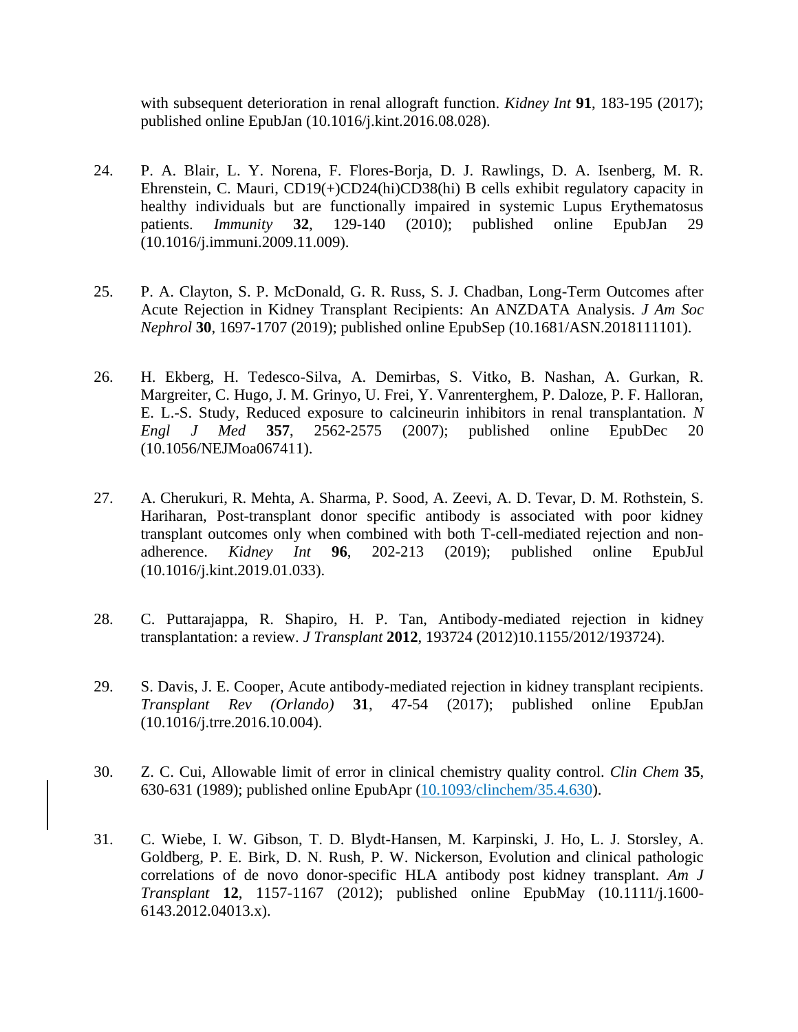with subsequent deterioration in renal allograft function. *Kidney Int* **91**, 183-195 (2017); published online EpubJan (10.1016/j.kint.2016.08.028).

24. P. A. Blair, L. Y. Norena, F. Flores-Borja, D. J. Rawlings, D. A. Isenberg, M. R. Ehrenstein, C. Mauri, CD19(+)CD24(hi)CD38(hi) B cells exhibit regulatory capacity in healthy individuals but are functionally impaired in systemic Lupus Erythematosus patients. *Immunity* **32**, 129-140 (2010); published online EpubJan 29 (10.1016/j.immuni.2009.11.009).

25. P. A. Clayton, S. P. McDonald, G. R. Russ, S. J. Chadban, Long-Term Outcomes after Acute Rejection in Kidney Transplant Recipients: An ANZDATA Analysis. *J Am Soc Nephrol* **30**, 1697-1707 (2019); published online EpubSep (10.1681/ASN.2018111101).

26. H. Ekberg, H. Tedesco-Silva, A. Demirbas, S. Vitko, B. Nashan, A. Gurkan, R. Margreiter, C. Hugo, J. M. Grinyo, U. Frei, Y. Vanrenterghem, P. Daloze, P. F. Halloran, E. L.-S. Study, Reduced exposure to calcineurin inhibitors in renal transplantation. *N Engl J Med* **357**, 2562-2575 (2007); published online EpubDec 20 (10.1056/NEJMoa067411).

27. A. Cherukuri, R. Mehta, A. Sharma, P. Sood, A. Zeevi, A. D. Tevar, D. M. Rothstein, S. Hariharan, Post-transplant donor specific antibody is associated with poor kidney transplant outcomes only when combined with both T-cell-mediated rejection and non-adherence. *Kidney Int* **96**, 202-213 (2019); published online EpubJul (10.1016/j.kint.2019.01.033).

28. C. Puttarajappa, R. Shapiro, H. P. Tan, Antibody-mediated rejection in kidney transplantation: a review. *J Transplant* **2012**, 193724 (2012)10.1155/2012/193724).

29. S. Davis, J. E. Cooper, Acute antibody-mediated rejection in kidney transplant recipients. *Transplant Rev (Orlando)* **31**, 47-54 (2017); published online EpubJan (10.1016/j.trre.2016.10.004).

30. Z. C. Cui, Allowable limit of error in clinical chemistry quality control. *Clin Chem* **35**, 630-631 (1989); published online EpubApr (10.1093/clinchem/35.4.630).

31. C. Wiebe, I. W. Gibson, T. D. Blydt-Hansen, M. Karpinski, J. Ho, L. J. Storsley, A. Goldberg, P. E. Birk, D. N. Rush, P. W. Nickerson, Evolution and clinical pathologic correlations of de novo donor-specific HLA antibody post kidney transplant. *Am J Transplant* **12**, 1157-1167 (2012); published online EpubMay (10.1111/j.1600-6143.2012.04013.x).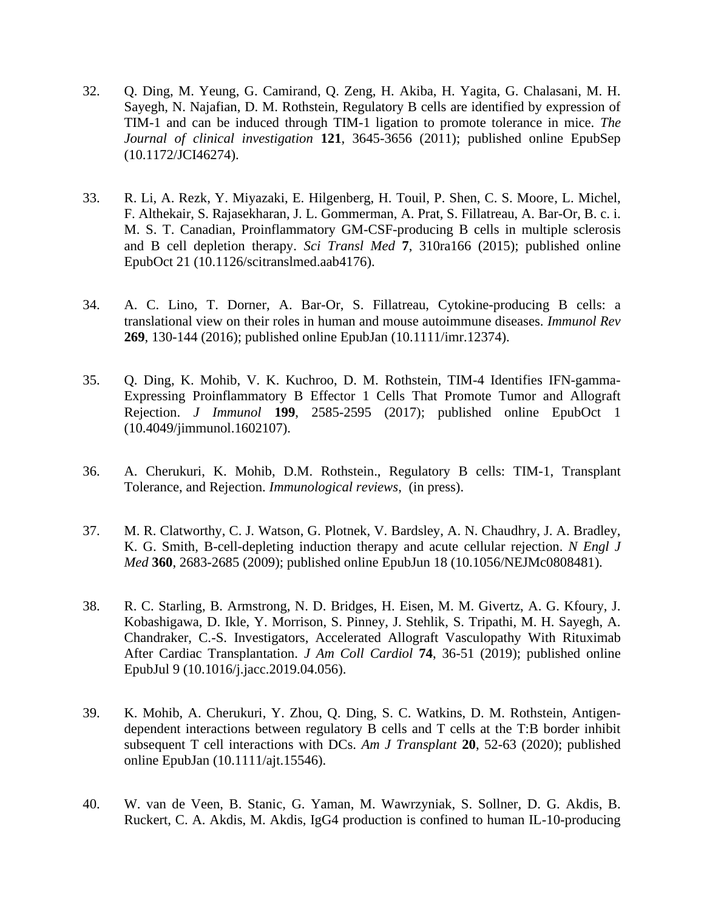32. Q. Ding, M. Yeung, G. Camirand, Q. Zeng, H. Akiba, H. Yagita, G. Chalasani, M. H. Sayegh, N. Najafian, D. M. Rothstein, Regulatory B cells are identified by expression of TIM-1 and can be induced through TIM-1 ligation to promote tolerance in mice. *The Journal of clinical investigation* **121**, 3645-3656 (2011); published online EpubSep (10.1172/JCI46274).

33. R. Li, A. Rezk, Y. Miyazaki, E. Hilgenberg, H. Touil, P. Shen, C. S. Moore, L. Michel, F. Althekair, S. Rajasekharan, J. L. Gommerman, A. Prat, S. Fillatreau, A. Bar-Or, B. c. i. M. S. T. Canadian, Proinflammatory GM-CSF-producing B cells in multiple sclerosis and B cell depletion therapy. *Sci Transl Med* **7**, 310ra166 (2015); published online EpubOct 21 (10.1126/scitranslmed.aab4176).

34. A. C. Lino, T. Dorner, A. Bar-Or, S. Fillatreau, Cytokine-producing B cells: a translational view on their roles in human and mouse autoimmune diseases. *Immunol Rev* **269**, 130-144 (2016); published online EpubJan (10.1111/imr.12374).

35. Q. Ding, K. Mohib, V. K. Kuchroo, D. M. Rothstein, TIM-4 Identifies IFN-gamma-Expressing Proinflammatory B Effector 1 Cells That Promote Tumor and Allograft Rejection. *J Immunol* **199**, 2585-2595 (2017); published online EpubOct 1 (10.4049/jimmunol.1602107).

36. A. Cherukuri, K. Mohib, D.M. Rothstein., Regulatory B cells: TIM-1, Transplant Tolerance, and Rejection. *Immunological reviews*, (in press).

37. M. R. Clatworthy, C. J. Watson, G. Plotnek, V. Bardsley, A. N. Chaudhry, J. A. Bradley, K. G. Smith, B-cell-depleting induction therapy and acute cellular rejection. *N Engl J Med* **360**, 2683-2685 (2009); published online EpubJun 18 (10.1056/NEJMc0808481).

38. R. C. Starling, B. Armstrong, N. D. Bridges, H. Eisen, M. M. Givertz, A. G. Kfoury, J. Kobashigawa, D. Ikle, Y. Morrison, S. Pinney, J. Stehlik, S. Tripathi, M. H. Sayegh, A. Chandraker, C.-S. Investigators, Accelerated Allograft Vasculopathy With Rituximab After Cardiac Transplantation. *J Am Coll Cardiol* **74**, 36-51 (2019); published online EpubJul 9 (10.1016/j.jacc.2019.04.056).

39. K. Mohib, A. Cherukuri, Y. Zhou, Q. Ding, S. C. Watkins, D. M. Rothstein, Antigen-dependent interactions between regulatory B cells and T cells at the T:B border inhibit subsequent T cell interactions with DCs. *Am J Transplant* **20**, 52-63 (2020); published online EpubJan (10.1111/ajt.15546).

40. W. van de Veen, B. Stanic, G. Yaman, M. Wawrzyniak, S. Sollner, D. G. Akdis, B. Ruckert, C. A. Akdis, M. Akdis, IgG4 production is confined to human IL-10-producing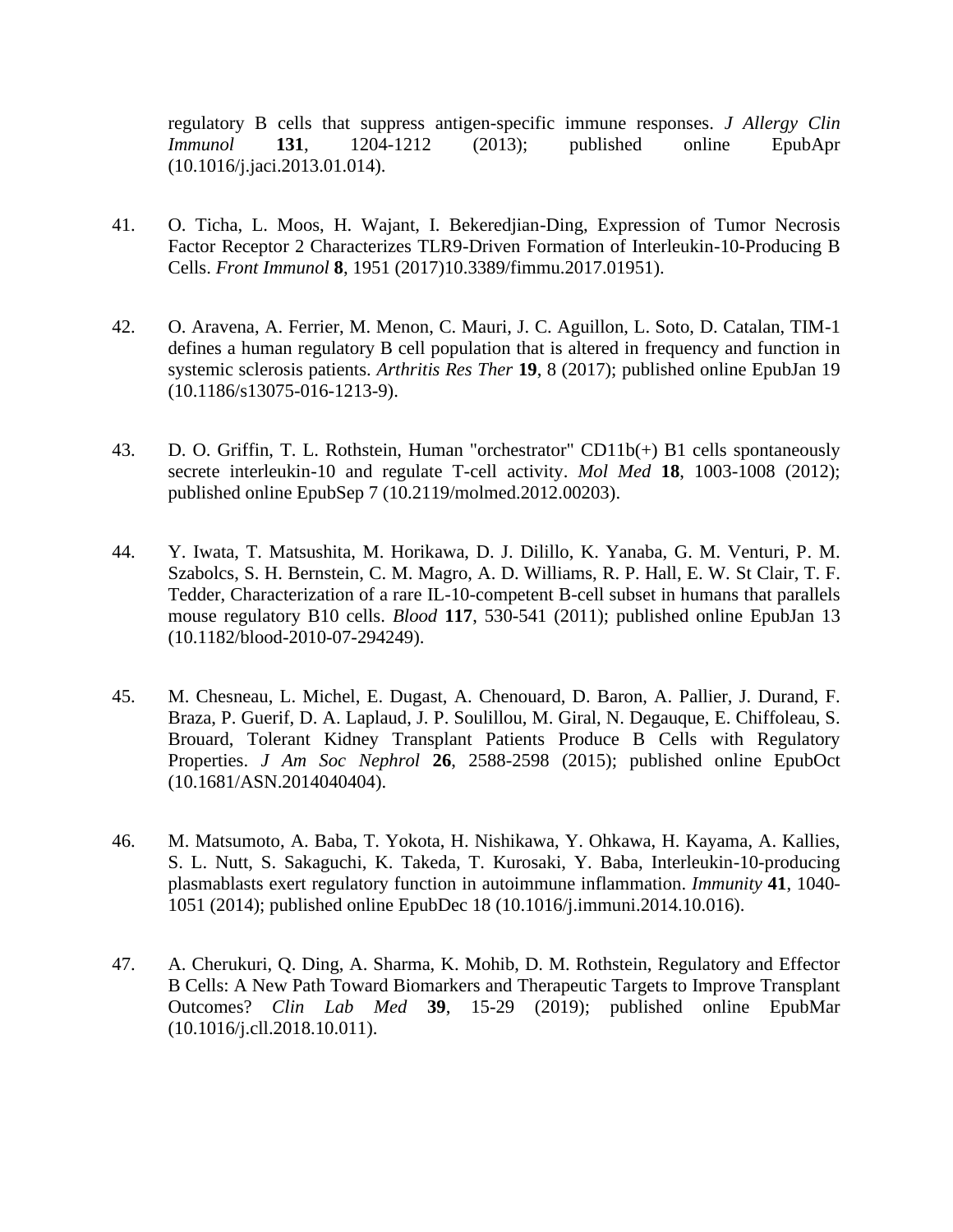regulatory B cells that suppress antigen-specific immune responses. *J Allergy Clin Immunol* **131**, 1204-1212 (2013); published online EpubApr (10.1016/j.jaci.2013.01.014).

41. O. Ticha, L. Moos, H. Wajant, I. Bekeredjian-Ding, Expression of Tumor Necrosis Factor Receptor 2 Characterizes TLR9-Driven Formation of Interleukin-10-Producing B Cells. *Front Immunol* **8**, 1951 (2017)10.3389/fimmu.2017.01951).

42. O. Aravena, A. Ferrier, M. Menon, C. Mauri, J. C. Aguillon, L. Soto, D. Catalan, TIM-1 defines a human regulatory B cell population that is altered in frequency and function in systemic sclerosis patients. *Arthritis Res Ther* **19**, 8 (2017); published online EpubJan 19 (10.1186/s13075-016-1213-9).

43. D. O. Griffin, T. L. Rothstein, Human "orchestrator" CD11b(+) B1 cells spontaneously secrete interleukin-10 and regulate T-cell activity. *Mol Med* **18**, 1003-1008 (2012); published online EpubSep 7 (10.2119/molmed.2012.00203).

44. Y. Iwata, T. Matsushita, M. Horikawa, D. J. Dilillo, K. Yanaba, G. M. Venturi, P. M. Szabolcs, S. H. Bernstein, C. M. Magro, A. D. Williams, R. P. Hall, E. W. St Clair, T. F. Tedder, Characterization of a rare IL-10-competent B-cell subset in humans that parallels mouse regulatory B10 cells. *Blood* **117**, 530-541 (2011); published online EpubJan 13 (10.1182/blood-2010-07-294249).

45. M. Chesneau, L. Michel, E. Dugast, A. Chenouard, D. Baron, A. Pallier, J. Durand, F. Braza, P. Guerif, D. A. Laplaud, J. P. Soulillou, M. Giral, N. Degauque, E. Chiffoleau, S. Brouard, Tolerant Kidney Transplant Patients Produce B Cells with Regulatory Properties. *J Am Soc Nephrol* **26**, 2588-2598 (2015); published online EpubOct (10.1681/ASN.2014040404).

46. M. Matsumoto, A. Baba, T. Yokota, H. Nishikawa, Y. Ohkawa, H. Kayama, A. Kallies, S. L. Nutt, S. Sakaguchi, K. Takeda, T. Kurosaki, Y. Baba, Interleukin-10-producing plasmablasts exert regulatory function in autoimmune inflammation. *Immunity* **41**, 1040-1051 (2014); published online EpubDec 18 (10.1016/j.immuni.2014.10.016).

47. A. Cherukuri, Q. Ding, A. Sharma, K. Mohib, D. M. Rothstein, Regulatory and Effector B Cells: A New Path Toward Biomarkers and Therapeutic Targets to Improve Transplant Outcomes? *Clin Lab Med* **39**, 15-29 (2019); published online EpubMar (10.1016/j.cll.2018.10.011).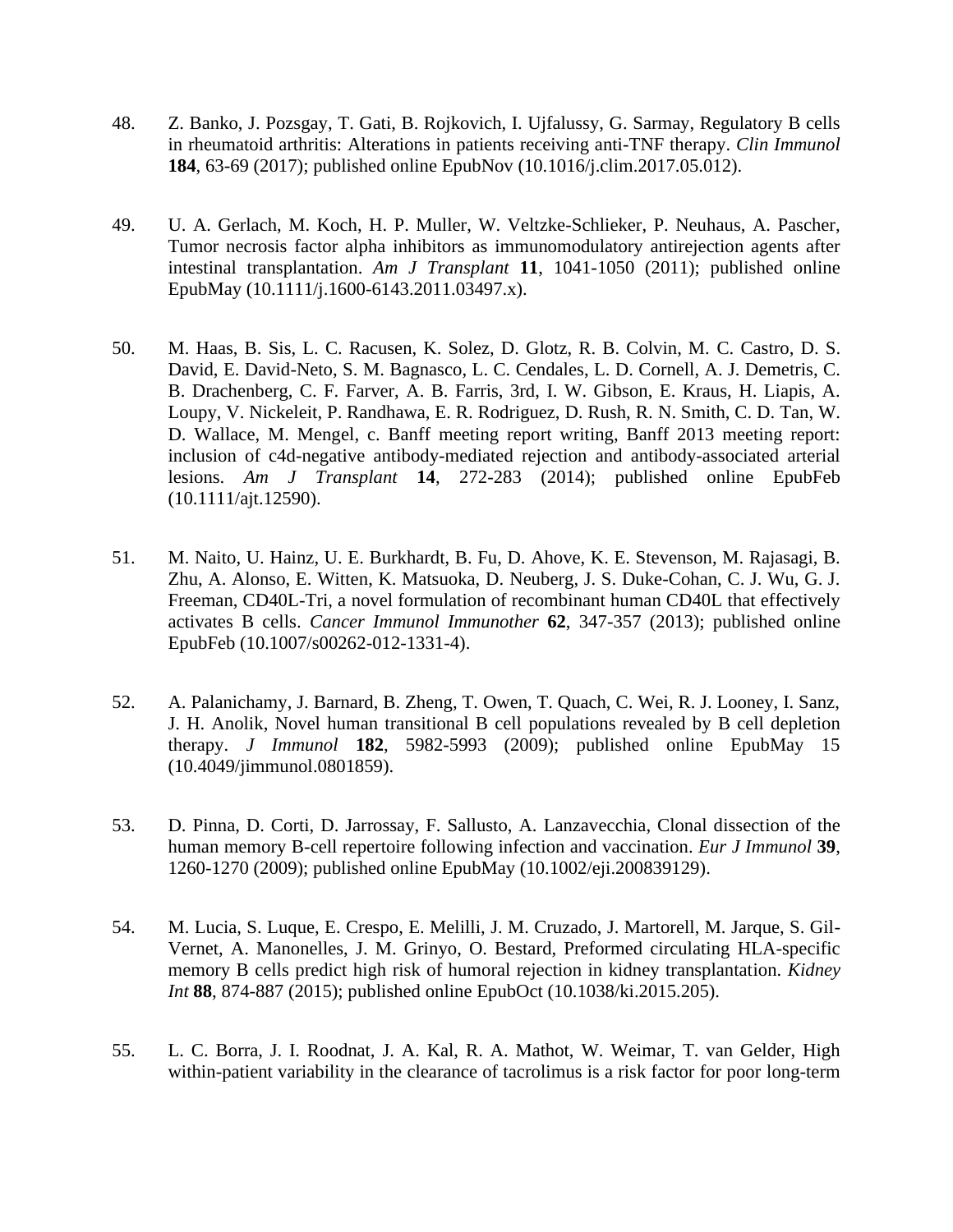48. Z. Banko, J. Pozsgay, T. Gati, B. Rojkovich, I. Ujfalussy, G. Sarmay, Regulatory B cells in rheumatoid arthritis: Alterations in patients receiving anti-TNF therapy. *Clin Immunol* **184**, 63-69 (2017); published online EpubNov (10.1016/j.clim.2017.05.012).

49. U. A. Gerlach, M. Koch, H. P. Muller, W. Veltzke-Schlieker, P. Neuhaus, A. Pascher, Tumor necrosis factor alpha inhibitors as immunomodulatory antirejection agents after intestinal transplantation. *Am J Transplant* **11**, 1041-1050 (2011); published online EpubMay (10.1111/j.1600-6143.2011.03497.x).

50. M. Haas, B. Sis, L. C. Racusen, K. Solez, D. Glotz, R. B. Colvin, M. C. Castro, D. S. David, E. David-Neto, S. M. Bagnasco, L. C. Cendales, L. D. Cornell, A. J. Demetris, C. B. Drachenberg, C. F. Farver, A. B. Farris, 3rd, I. W. Gibson, E. Kraus, H. Liapis, A. Loupy, V. Nickeleit, P. Randhawa, E. R. Rodriguez, D. Rush, R. N. Smith, C. D. Tan, W. D. Wallace, M. Mengel, c. Banff meeting report writing, Banff 2013 meeting report: inclusion of c4d-negative antibody-mediated rejection and antibody-associated arterial lesions. *Am J Transplant* **14**, 272-283 (2014); published online EpubFeb (10.1111/ajt.12590).

51. M. Naito, U. Hainz, U. E. Burkhardt, B. Fu, D. Ahove, K. E. Stevenson, M. Rajasagi, B. Zhu, A. Alonso, E. Witten, K. Matsuoka, D. Neuberg, J. S. Duke-Cohan, C. J. Wu, G. J. Freeman, CD40L-Tri, a novel formulation of recombinant human CD40L that effectively activates B cells. *Cancer Immunol Immunother* **62**, 347-357 (2013); published online EpubFeb (10.1007/s00262-012-1331-4).

52. A. Palanichamy, J. Barnard, B. Zheng, T. Owen, T. Quach, C. Wei, R. J. Looney, I. Sanz, J. H. Anolik, Novel human transitional B cell populations revealed by B cell depletion therapy. *J Immunol* **182**, 5982-5993 (2009); published online EpubMay 15 (10.4049/jimmunol.0801859).

53. D. Pinna, D. Corti, D. Jarrossay, F. Sallusto, A. Lanzavecchia, Clonal dissection of the human memory B-cell repertoire following infection and vaccination. *Eur J Immunol* **39**, 1260-1270 (2009); published online EpubMay (10.1002/eji.200839129).

54. M. Lucia, S. Luque, E. Crespo, E. Melilli, J. M. Cruzado, J. Martorell, M. Jarque, S. Gil-Vernet, A. Manonelles, J. M. Grinyo, O. Bestard, Preformed circulating HLA-specific memory B cells predict high risk of humoral rejection in kidney transplantation. *Kidney Int* **88**, 874-887 (2015); published online EpubOct (10.1038/ki.2015.205).

55. L. C. Borra, J. I. Roodnat, J. A. Kal, R. A. Mathot, W. Weimar, T. van Gelder, High within-patient variability in the clearance of tacrolimus is a risk factor for poor long-term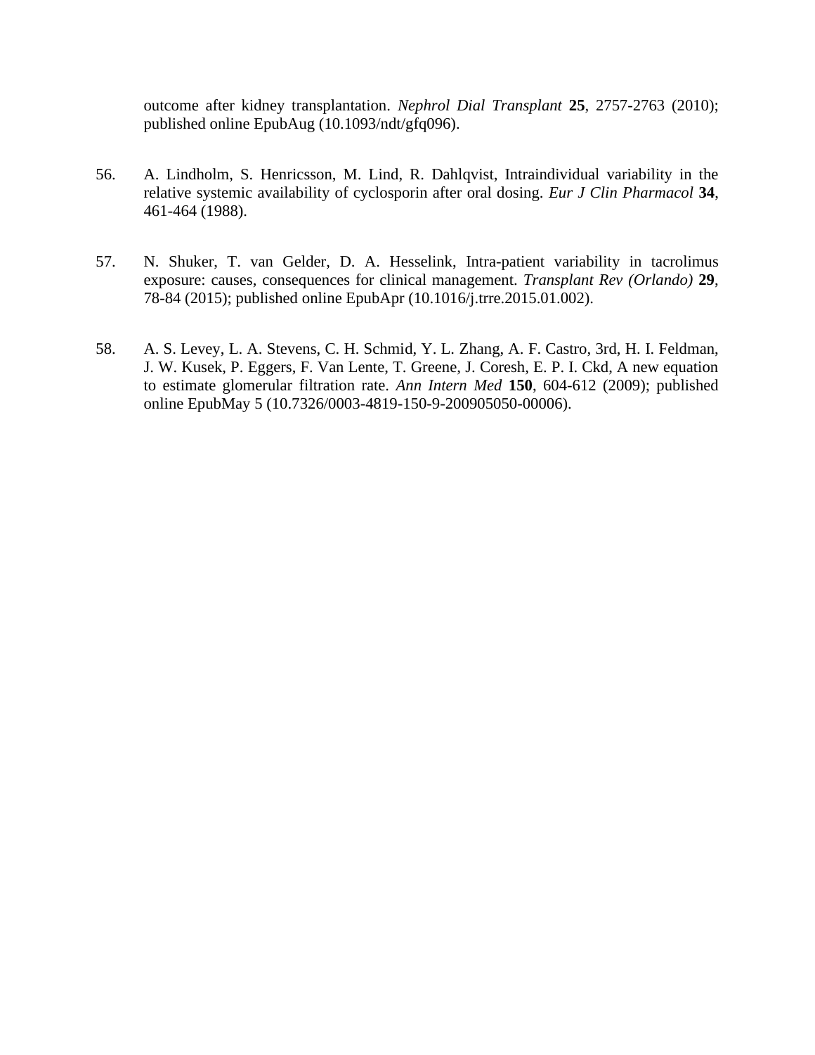outcome after kidney transplantation. *Nephrol Dial Transplant* **25**, 2757-2763 (2010); published online EpubAug (10.1093/ndt/gfq096).

56. A. Lindholm, S. Henricsson, M. Lind, R. Dahlqvist, Intraindividual variability in the relative systemic availability of cyclosporin after oral dosing. *Eur J Clin Pharmacol* **34**, 461-464 (1988).

57. N. Shuker, T. van Gelder, D. A. Hesselink, Intra-patient variability in tacrolimus exposure: causes, consequences for clinical management. *Transplant Rev (Orlando)* **29**, 78-84 (2015); published online EpubApr (10.1016/j.trre.2015.01.002).

58. A. S. Levey, L. A. Stevens, C. H. Schmid, Y. L. Zhang, A. F. Castro, 3rd, H. I. Feldman, J. W. Kusek, P. Eggers, F. Van Lente, T. Greene, J. Coresh, E. P. I. Ckd, A new equation to estimate glomerular filtration rate. *Ann Intern Med* **150**, 604-612 (2009); published online EpubMay 5 (10.7326/0003-4819-150-9-200905050-00006).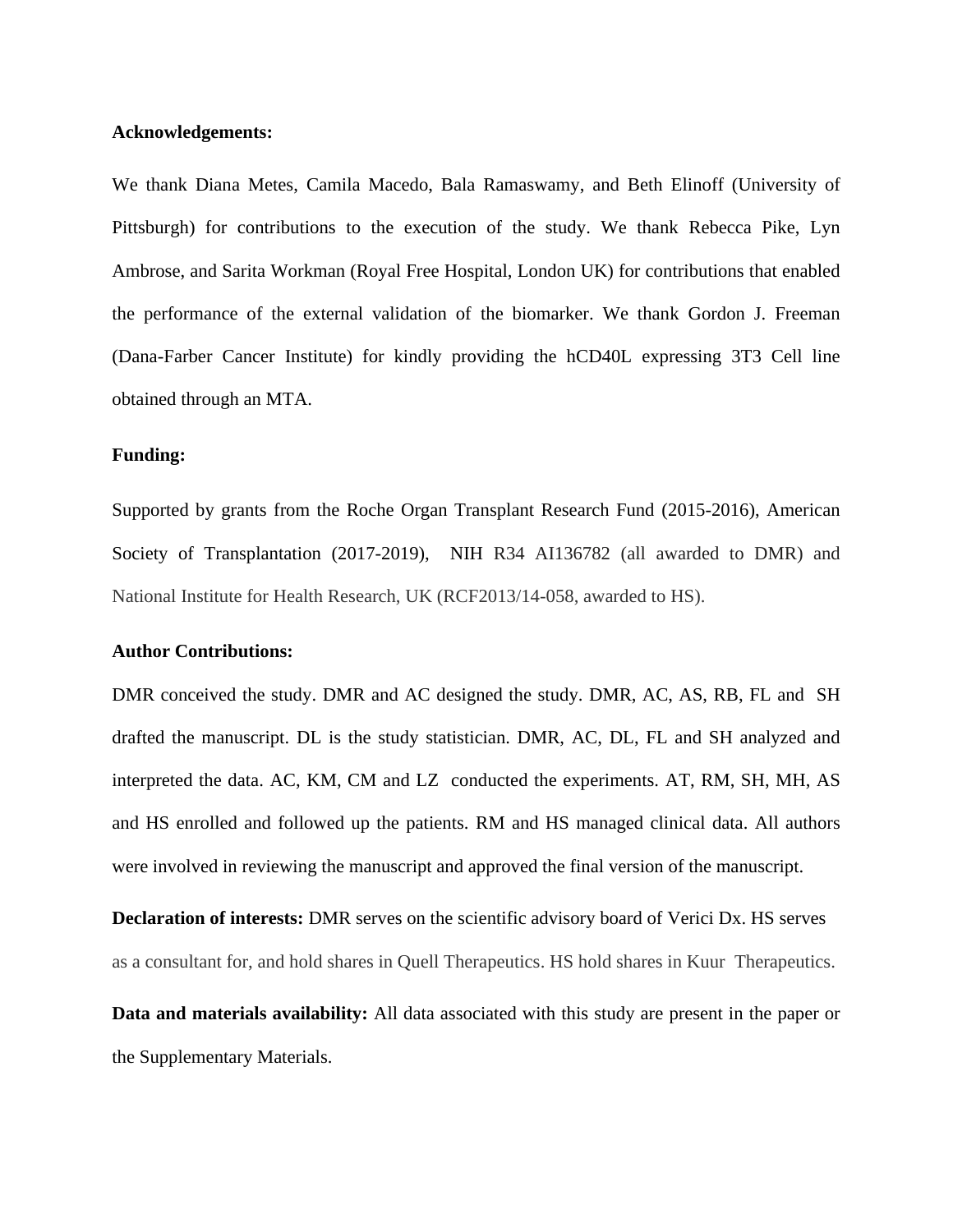**Acknowledgements:**

We thank Diana Metes, Camila Macedo, Bala Ramaswamy, and Beth Elinoff (University of Pittsburgh) for contributions to the execution of the study. We thank Rebecca Pike, Lyn Ambrose, and Sarita Workman (Royal Free Hospital, London UK) for contributions that enabled the performance of the external validation of the biomarker. We thank Gordon J. Freeman (Dana-Farber Cancer Institute) for kindly providing the hCD40L expressing 3T3 Cell line obtained through an MTA.

**Funding:**

Supported by grants from the Roche Organ Transplant Research Fund (2015-2016), American Society of Transplantation (2017-2019), NIH R34 AI136782 (all awarded to DMR) and National Institute for Health Research, UK (RCF2013/14-058, awarded to HS).

**Author Contributions:**

DMR conceived the study. DMR and AC designed the study. DMR, AC, AS, RB, FL and SH drafted the manuscript. DL is the study statistician. DMR, AC, DL, FL and SH analyzed and interpreted the data. AC, KM, CM and LZ conducted the experiments. AT, RM, SH, MH, AS and HS enrolled and followed up the patients. RM and HS managed clinical data. All authors were involved in reviewing the manuscript and approved the final version of the manuscript.

**Declaration of interests:** DMR serves on the scientific advisory board of Verici Dx. HS serves as a consultant for, and hold shares in Quell Therapeutics. HS hold shares in Kuur Therapeutics.

**Data and materials availability:** All data associated with this study are present in the paper or the Supplementary Materials.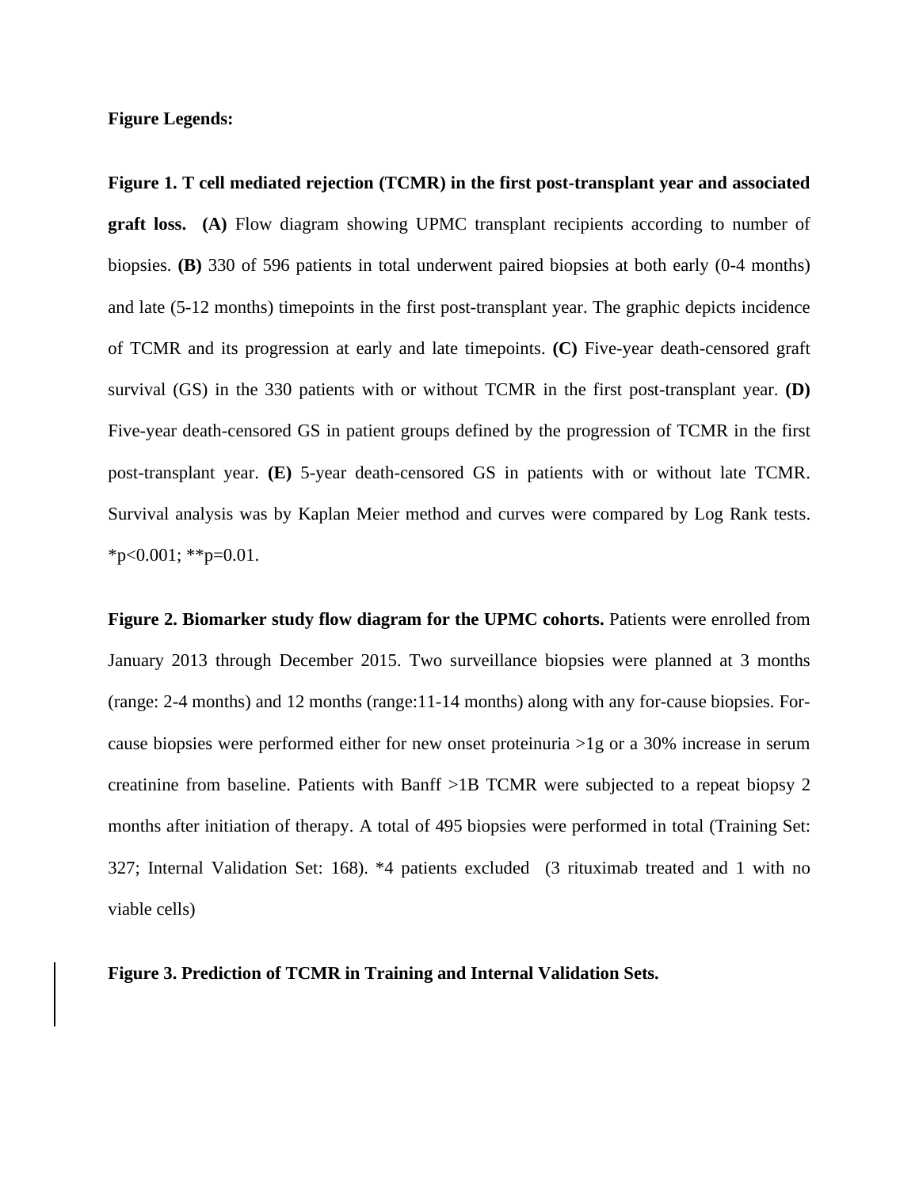**Figure Legends:**

**Figure 1. T cell mediated rejection (TCMR) in the first post-transplant year and associated graft loss. (A)** Flow diagram showing UPMC transplant recipients according to number of biopsies. **(B)** 330 of 596 patients in total underwent paired biopsies at both early (0-4 months) and late (5-12 months) timepoints in the first post-transplant year. The graphic depicts incidence of TCMR and its progression at early and late timepoints. **(C)** Five-year death-censored graft survival (GS) in the 330 patients with or without TCMR in the first post-transplant year. **(D)** Five-year death-censored GS in patient groups defined by the progression of TCMR in the first post-transplant year. **(E)** 5-year death-censored GS in patients with or without late TCMR. Survival analysis was by Kaplan Meier method and curves were compared by Log Rank tests. *$p<0.001$; **$p=0.01$.

**Figure 2. Biomarker study flow diagram for the UPMC cohorts.** Patients were enrolled from January 2013 through December 2015. Two surveillance biopsies were planned at 3 months (range: 2-4 months) and 12 months (range:11-14 months) along with any for-cause biopsies. For-cause biopsies were performed either for new onset proteinuria >1g or a 30% increase in serum creatinine from baseline. Patients with Banff >1B TCMR were subjected to a repeat biopsy 2 months after initiation of therapy. A total of 495 biopsies were performed in total (Training Set: 327; Internal Validation Set: 168). *4 patients excluded (3 rituximab treated and 1 with no viable cells)

**Figure 3. Prediction of TCMR in Training and Internal Validation Sets.**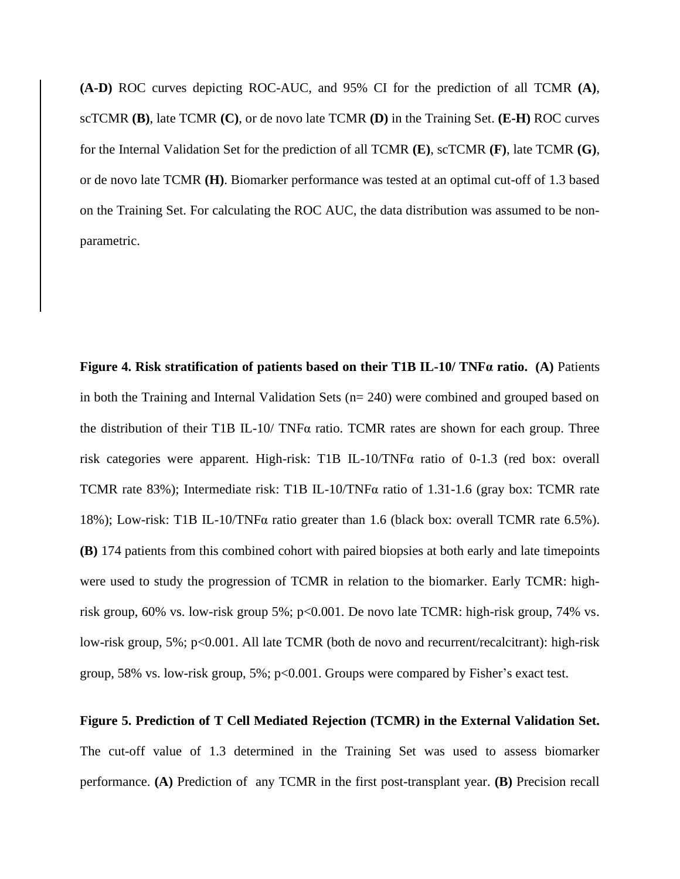**(A-D)** ROC curves depicting ROC-AUC, and 95% CI for the prediction of all TCMR **(A)**, scTCMR **(B)**, late TCMR **(C)**, or de novo late TCMR **(D)** in the Training Set. **(E-H)** ROC curves for the Internal Validation Set for the prediction of all TCMR **(E)**, scTCMR **(F)**, late TCMR **(G)**, or de novo late TCMR **(H)**. Biomarker performance was tested at an optimal cut-off of 1.3 based on the Training Set. For calculating the ROC AUC, the data distribution was assumed to be non-parametric.

**Figure 4. Risk stratification of patients based on their T1B IL-10/ TNFα ratio. (A)** Patients in both the Training and Internal Validation Sets (n= 240) were combined and grouped based on the distribution of their T1B IL-10/ TNFα ratio. TCMR rates are shown for each group. Three risk categories were apparent. High-risk: T1B IL-10/TNFα ratio of 0-1.3 (red box: overall TCMR rate 83%); Intermediate risk: T1B IL-10/TNFα ratio of 1.31-1.6 (gray box: TCMR rate 18%); Low-risk: T1B IL-10/TNFα ratio greater than 1.6 (black box: overall TCMR rate 6.5%). **(B)** 174 patients from this combined cohort with paired biopsies at both early and late timepoints were used to study the progression of TCMR in relation to the biomarker. Early TCMR: high-risk group, 60% vs. low-risk group 5%; $p<0.001$. De novo late TCMR: high-risk group, 74% vs. low-risk group, 5%; $p<0.001$. All late TCMR (both de novo and recurrent/recalcitrant): high-risk group, 58% vs. low-risk group, 5%; $p<0.001$. Groups were compared by Fisher's exact test.

**Figure 5. Prediction of T Cell Mediated Rejection (TCMR) in the External Validation Set.** The cut-off value of 1.3 determined in the Training Set was used to assess biomarker performance. **(A)** Prediction of any TCMR in the first post-transplant year. **(B)** Precision recall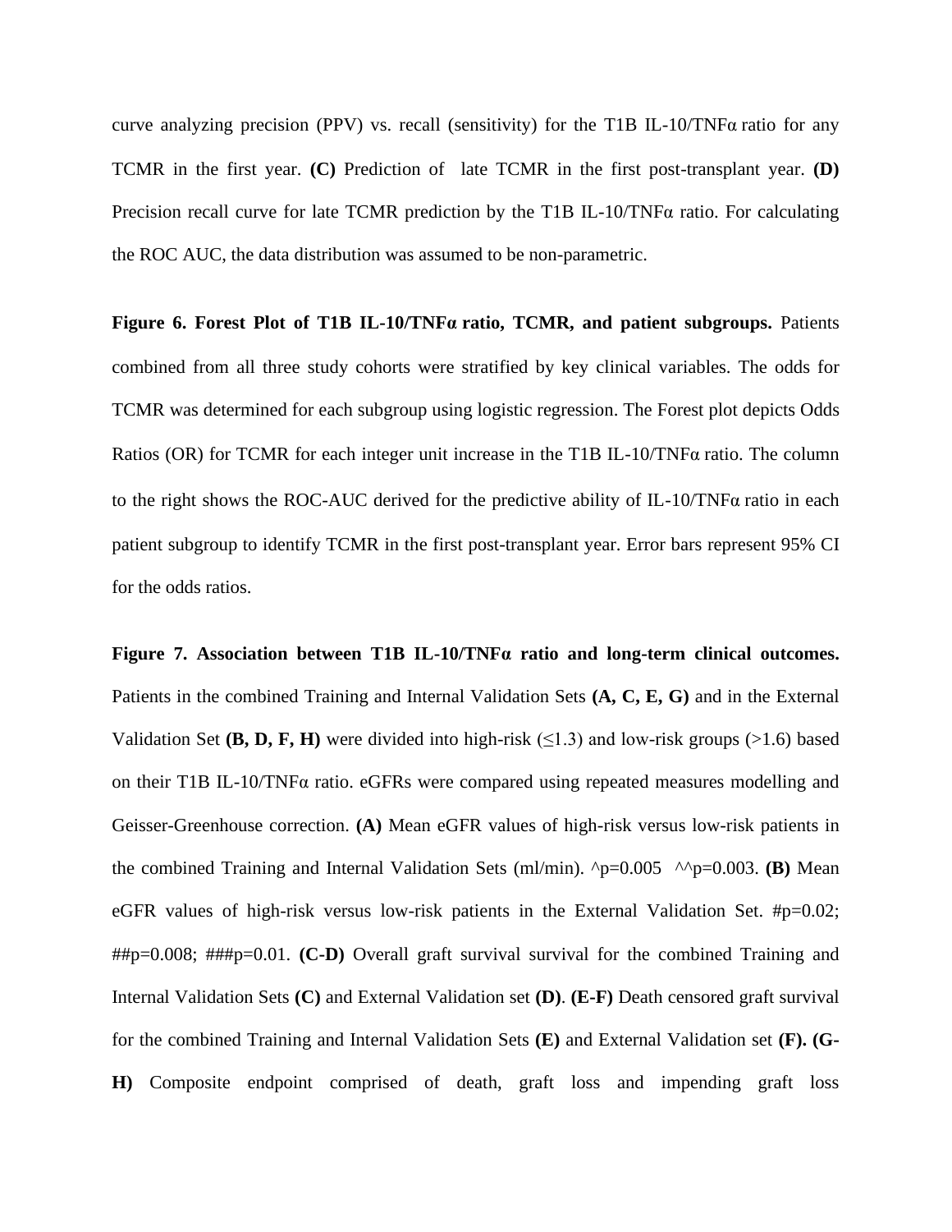curve analyzing precision (PPV) vs. recall (sensitivity) for the T1B IL-10/TNFα ratio for any TCMR in the first year. **(C)** Prediction of late TCMR in the first post-transplant year. **(D)** Precision recall curve for late TCMR prediction by the T1B IL-10/TNFα ratio. For calculating the ROC AUC, the data distribution was assumed to be non-parametric.

**Figure 6. Forest Plot of T1B IL-10/TNFα ratio, TCMR, and patient subgroups.** Patients combined from all three study cohorts were stratified by key clinical variables. The odds for TCMR was determined for each subgroup using logistic regression. The Forest plot depicts Odds Ratios (OR) for TCMR for each integer unit increase in the T1B IL-10/TNFα ratio. The column to the right shows the ROC-AUC derived for the predictive ability of IL-10/TNFα ratio in each patient subgroup to identify TCMR in the first post-transplant year. Error bars represent 95% CI for the odds ratios.

**Figure 7. Association between T1B IL-10/TNFα ratio and long-term clinical outcomes.** Patients in the combined Training and Internal Validation Sets **(A, C, E, G)** and in the External Validation Set **(B, D, F, H)** were divided into high-risk (≤1.3) and low-risk groups (>1.6) based on their T1B IL-10/TNFα ratio. eGFRs were compared using repeated measures modelling and Geisser-Greenhouse correction. **(A)** Mean eGFR values of high-risk versus low-risk patients in the combined Training and Internal Validation Sets (ml/min). ^p=0.005 ^^p=0.003. **(B)** Mean eGFR values of high-risk versus low-risk patients in the External Validation Set. #p=0.02; ##p=0.008; ###p=0.01. **(C-D)** Overall graft survival survival for the combined Training and Internal Validation Sets **(C)** and External Validation set **(D)**. **(E-F)** Death censored graft survival for the combined Training and Internal Validation Sets **(E)** and External Validation set **(F)**. **(G-H)** Composite endpoint comprised of death, graft loss and impending graft loss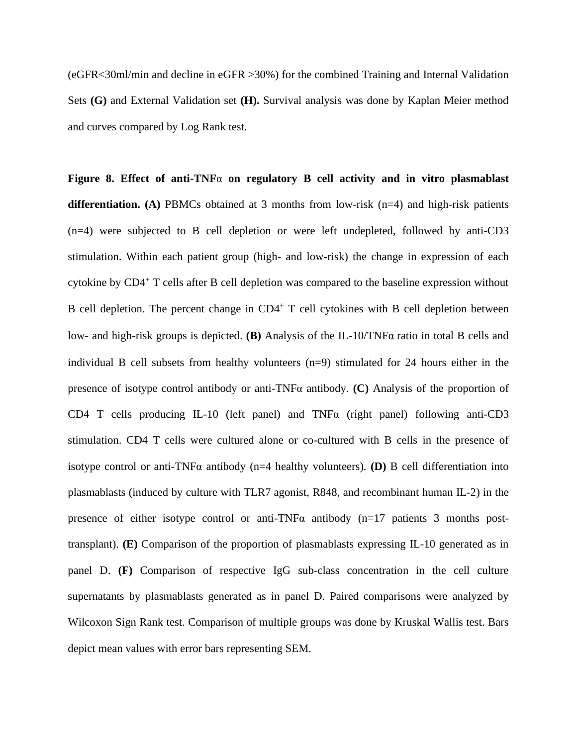(eGFR<30ml/min and decline in eGFR >30%) for the combined Training and Internal Validation Sets **(G)** and External Validation set **(H).** Survival analysis was done by Kaplan Meier method and curves compared by Log Rank test.

**Figure 8. Effect of anti-TNFα on regulatory B cell activity and in vitro plasmablast differentiation. (A)** PBMCs obtained at 3 months from low-risk (n=4) and high-risk patients (n=4) were subjected to B cell depletion or were left undepleted, followed by anti-CD3 stimulation. Within each patient group (high- and low-risk) the change in expression of each cytokine by $CD4^+$ T cells after B cell depletion was compared to the baseline expression without B cell depletion. The percent change in $CD4^+$ T cell cytokines with B cell depletion between low- and high-risk groups is depicted. **(B)** Analysis of the IL-10/TNFα ratio in total B cells and individual B cell subsets from healthy volunteers (n=9) stimulated for 24 hours either in the presence of isotype control antibody or anti-TNFα antibody. **(C)** Analysis of the proportion of CD4 T cells producing IL-10 (left panel) and TNFα (right panel) following anti-CD3 stimulation. CD4 T cells were cultured alone or co-cultured with B cells in the presence of isotype control or anti-TNFα antibody (n=4 healthy volunteers). **(D)** B cell differentiation into plasmablasts (induced by culture with TLR7 agonist, R848, and recombinant human IL-2) in the presence of either isotype control or anti-TNFα antibody (n=17 patients 3 months post-transplant). **(E)** Comparison of the proportion of plasmablasts expressing IL-10 generated as in panel D. **(F)** Comparison of respective IgG sub-class concentration in the cell culture supernatants by plasmablasts generated as in panel D. Paired comparisons were analyzed by Wilcoxon Sign Rank test. Comparison of multiple groups was done by Kruskal Wallis test. Bars depict mean values with error bars representing SEM.